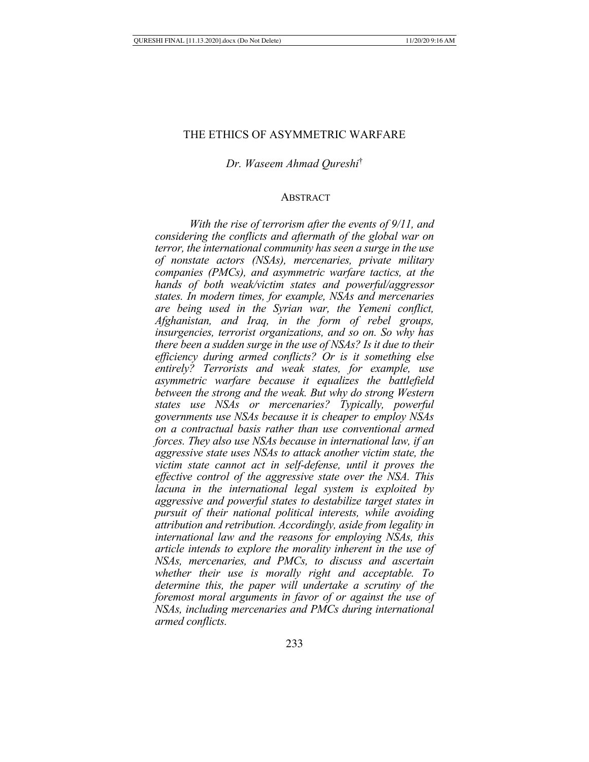# THE ETHICS OF ASYMMETRIC WARFARE

*Dr. Waseem Ahmad Qureshi*†

## ABSTRACT

*With the rise of terrorism after the events of 9/11, and considering the conflicts and aftermath of the global war on terror, the international community has seen a surge in the use of nonstate actors (NSAs), mercenaries, private military companies (PMCs), and asymmetric warfare tactics, at the hands of both weak/victim states and powerful/aggressor states. In modern times, for example, NSAs and mercenaries are being used in the Syrian war, the Yemeni conflict, Afghanistan, and Iraq, in the form of rebel groups, insurgencies, terrorist organizations, and so on. So why has there been a sudden surge in the use of NSAs? Is it due to their efficiency during armed conflicts? Or is it something else entirely? Terrorists and weak states, for example, use asymmetric warfare because it equalizes the battlefield between the strong and the weak. But why do strong Western states use NSAs or mercenaries? Typically, powerful governments use NSAs because it is cheaper to employ NSAs on a contractual basis rather than use conventional armed forces. They also use NSAs because in international law, if an aggressive state uses NSAs to attack another victim state, the victim state cannot act in self-defense, until it proves the effective control of the aggressive state over the NSA. This lacuna in the international legal system is exploited by aggressive and powerful states to destabilize target states in pursuit of their national political interests, while avoiding attribution and retribution. Accordingly, aside from legality in international law and the reasons for employing NSAs, this article intends to explore the morality inherent in the use of NSAs, mercenaries, and PMCs, to discuss and ascertain whether their use is morally right and acceptable. To determine this, the paper will undertake a scrutiny of the foremost moral arguments in favor of or against the use of NSAs, including mercenaries and PMCs during international armed conflicts.*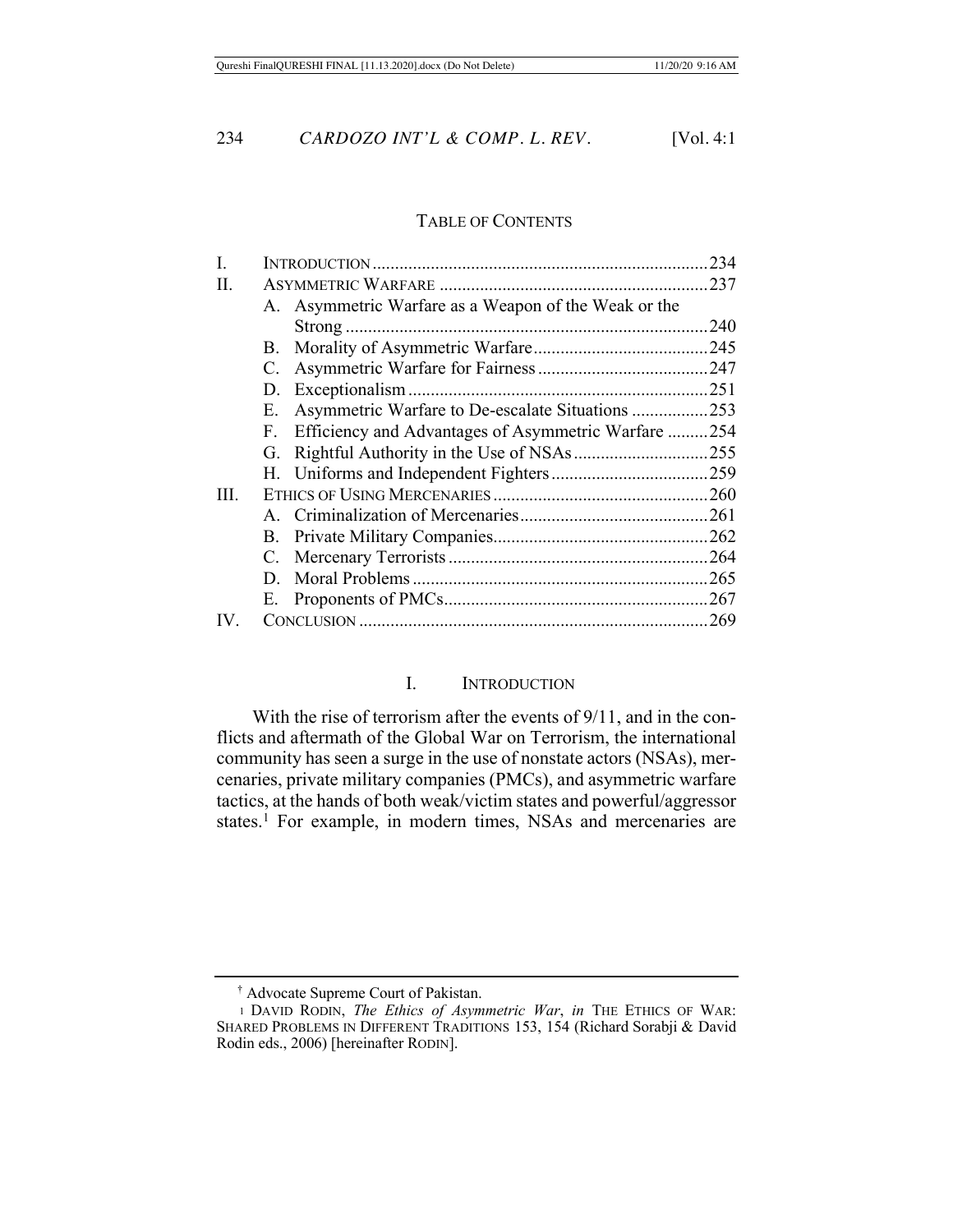## TABLE OF CONTENTS

| | | |
|---|---|---|
| I. | INTRODUCTION | 234 |
| II. | ASYMMETRIC WARFARE | 237 |
| | A. Asymmetric Warfare as a Weapon of the Weak or the Strong | 240 |
| | B. Morality of Asymmetric Warfare | 245 |
| | C. Asymmetric Warfare for Fairness | 247 |
| | D. Exceptionalism | 251 |
| | E. Asymmetric Warfare to De-escalate Situations | 253 |
| | F. Efficiency and Advantages of Asymmetric Warfare | 254 |
| | G. Rightful Authority in the Use of NSAs | 255 |
| | H. Uniforms and Independent Fighters | 259 |
| III. | ETHICS OF USING MERCENARIES | 260 |
| | A. Criminalization of Mercenaries | 261 |
| | B. Private Military Companies | 262 |
| | C. Mercenary Terrorists | 264 |
| | D. Moral Problems | 265 |
| | E. Proponents of PMCs | 267 |
| IV. | CONCLUSION | 269 |

## I. INTRODUCTION

With the rise of terrorism after the events of 9/11, and in the conflicts and aftermath of the Global War on Terrorism, the international community has seen a surge in the use of nonstate actors (NSAs), mercenaries, private military companies (PMCs), and asymmetric warfare tactics, at the hands of both weak/victim states and powerful/aggressor states.[1] For example, in modern times, NSAs and mercenaries are

---

† Advocate Supreme Court of Pakistan.

[1] DAVID RODIN, *The Ethics of Asymmetric War*, *in* THE ETHICS OF WAR: SHARED PROBLEMS IN DIFFERENT TRADITIONS 153, 154 (Richard Sorabji & David Rodin eds., 2006) [hereinafter RODIN].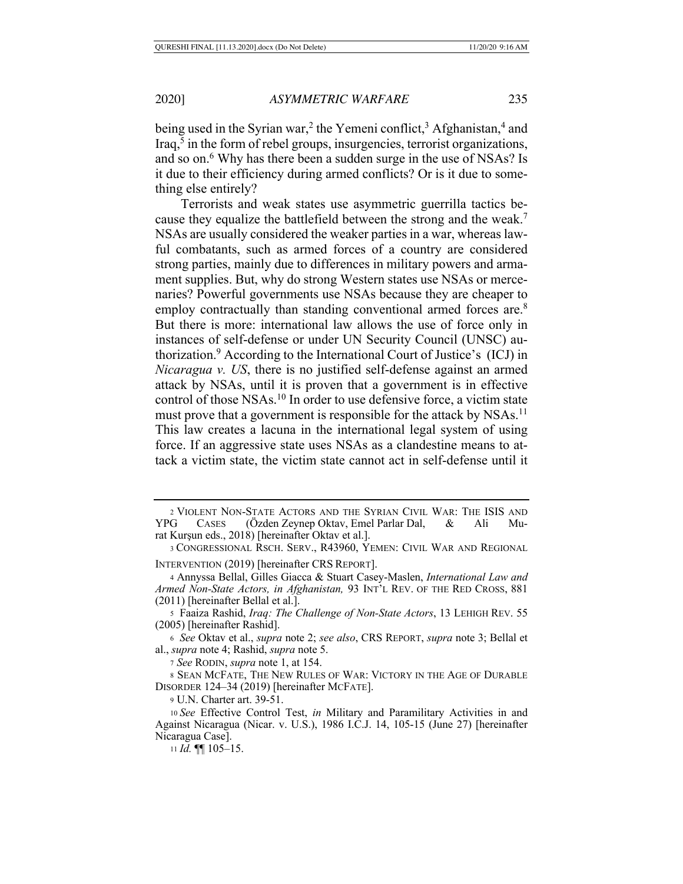being used in the Syrian war,[2] the Yemeni conflict,[3] Afghanistan,[4] and Iraq,[5] in the form of rebel groups, insurgencies, terrorist organizations, and so on.[6] Why has there been a sudden surge in the use of NSAs? Is it due to their efficiency during armed conflicts? Or is it due to something else entirely?

Terrorists and weak states use asymmetric guerrilla tactics because they equalize the battlefield between the strong and the weak.[7] NSAs are usually considered the weaker parties in a war, whereas lawful combatants, such as armed forces of a country are considered strong parties, mainly due to differences in military powers and armament supplies. But, why do strong Western states use NSAs or mercenaries? Powerful governments use NSAs because they are cheaper to employ contractually than standing conventional armed forces are.[8] But there is more: international law allows the use of force only in instances of self-defense or under UN Security Council (UNSC) authorization.[9] According to the International Court of Justice's (ICJ) in *Nicaragua v. US*, there is no justified self-defense against an armed attack by NSAs, until it is proven that a government is in effective control of those NSAs.[10] In order to use defensive force, a victim state must prove that a government is responsible for the attack by NSAs.[11] This law creates a lacuna in the international legal system of using force. If an aggressive state uses NSAs as a clandestine means to attack a victim state, the victim state cannot act in self-defense until it

---

2 VIOLENT NON-STATE ACTORS AND THE SYRIAN CIVIL WAR: THE ISIS AND YPG CASES (Özden Zeynep Oktav, Emel Parlar Dal, & Ali Murat Kurşun eds., 2018) [hereinafter Oktav et al.].

3 CONGRESSIONAL RSCH. SERV., R43960, YEMEN: CIVIL WAR AND REGIONAL INTERVENTION (2019) [hereinafter CRS REPORT].

4 Annyssa Bellal, Gilles Giacca & Stuart Casey-Maslen, *International Law and Armed Non-State Actors, in Afghanistan,* 93 INT'L REV. OF THE RED CROSS, 881 (2011) [hereinafter Bellal et al.].

5 Faaiza Rashid, *Iraq: The Challenge of Non-State Actors*, 13 LEHIGH REV. 55 (2005) [hereinafter Rashid].

6 *See* Oktav et al., *supra* note 2; *see also*, CRS REPORT, *supra* note 3; Bellal et al., *supra* note 4; Rashid, *supra* note 5.

7 *See* RODIN, *supra* note 1, at 154.

8 SEAN MCFATE, THE NEW RULES OF WAR: VICTORY IN THE AGE OF DURABLE DISORDER 124–34 (2019) [hereinafter MCFATE].

9 U.N. Charter art. 39-51.

10 *See* Effective Control Test, *in* Military and Paramilitary Activities in and Against Nicaragua (Nicar. v. U.S.), 1986 I.C.J. 14, 105-15 (June 27) [hereinafter Nicaragua Case].

11 *Id.* ¶¶ 105–15.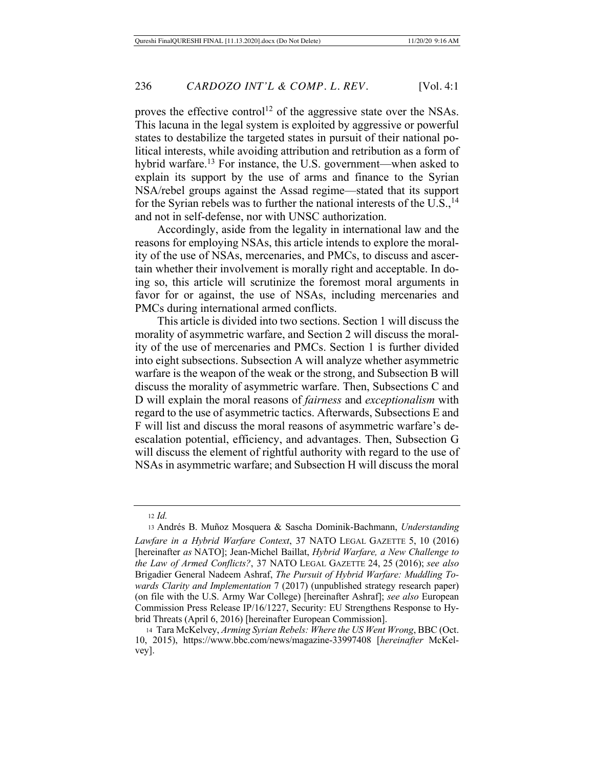proves the effective control[12] of the aggressive state over the NSAs. This lacuna in the legal system is exploited by aggressive or powerful states to destabilize the targeted states in pursuit of their national political interests, while avoiding attribution and retribution as a form of hybrid warfare.[13] For instance, the U.S. government—when asked to explain its support by the use of arms and finance to the Syrian NSA/rebel groups against the Assad regime—stated that its support for the Syrian rebels was to further the national interests of the U.S.,[14] and not in self-defense, nor with UNSC authorization.

Accordingly, aside from the legality in international law and the reasons for employing NSAs, this article intends to explore the morality of the use of NSAs, mercenaries, and PMCs, to discuss and ascertain whether their involvement is morally right and acceptable. In doing so, this article will scrutinize the foremost moral arguments in favor for or against, the use of NSAs, including mercenaries and PMCs during international armed conflicts.

This article is divided into two sections. Section 1 will discuss the morality of asymmetric warfare, and Section 2 will discuss the morality of the use of mercenaries and PMCs. Section 1 is further divided into eight subsections. Subsection A will analyze whether asymmetric warfare is the weapon of the weak or the strong, and Subsection B will discuss the morality of asymmetric warfare. Then, Subsections C and D will explain the moral reasons of *fairness* and *exceptionalism* with regard to the use of asymmetric tactics. Afterwards, Subsections E and F will list and discuss the moral reasons of asymmetric warfare's de-escalation potential, efficiency, and advantages. Then, Subsection G will discuss the element of rightful authority with regard to the use of NSAs in asymmetric warfare; and Subsection H will discuss the moral

---

12 *Id.*

13 Andrés B. Muñoz Mosquera & Sascha Dominik-Bachmann, *Understanding Lawfare in a Hybrid Warfare Context*, 37 NATO LEGAL GAZETTE 5, 10 (2016) [hereinafter *as* NATO]; Jean-Michel Baillat, *Hybrid Warfare, a New Challenge to the Law of Armed Conflicts?*, 37 NATO LEGAL GAZETTE 24, 25 (2016); *see also* Brigadier General Nadeem Ashraf, *The Pursuit of Hybrid Warfare: Muddling Towards Clarity and Implementation* 7 (2017) (unpublished strategy research paper) (on file with the U.S. Army War College) [hereinafter Ashraf]; *see also* European Commission Press Release IP/16/1227, Security: EU Strengthens Response to Hybrid Threats (April 6, 2016) [hereinafter European Commission].

14 Tara McKelvey, *Arming Syrian Rebels: Where the US Went Wrong*, BBC (Oct. 10, 2015), https://www.bbc.com/news/magazine-33997408 [*hereinafter* McKelvey].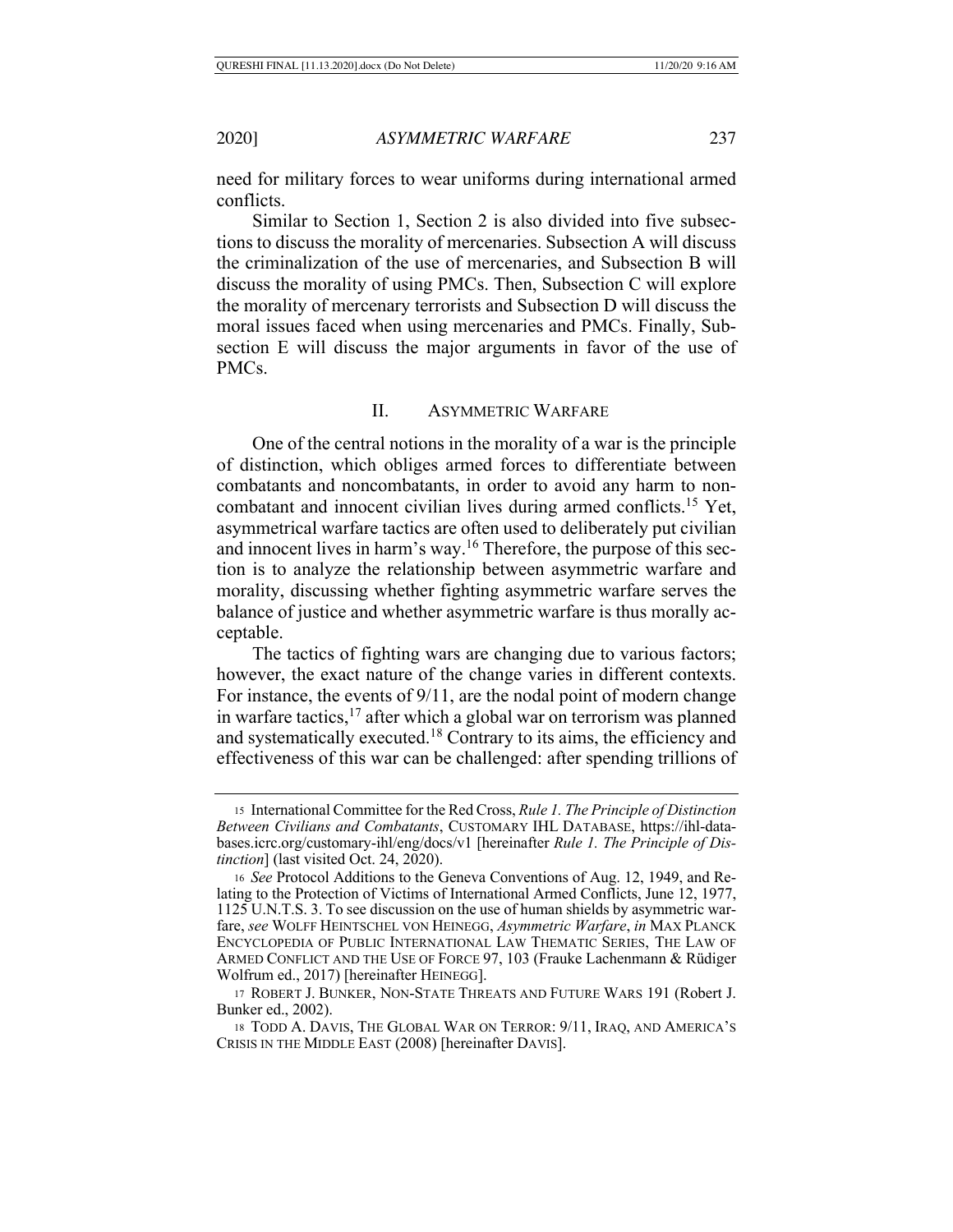need for military forces to wear uniforms during international armed conflicts.

Similar to Section 1, Section 2 is also divided into five subsections to discuss the morality of mercenaries. Subsection A will discuss the criminalization of the use of mercenaries, and Subsection B will discuss the morality of using PMCs. Then, Subsection C will explore the morality of mercenary terrorists and Subsection D will discuss the moral issues faced when using mercenaries and PMCs. Finally, Subsection E will discuss the major arguments in favor of the use of PMCs.

## II. ASYMMETRIC WARFARE

One of the central notions in the morality of a war is the principle of distinction, which obliges armed forces to differentiate between combatants and noncombatants, in order to avoid any harm to noncombatant and innocent civilian lives during armed conflicts.[15] Yet, asymmetrical warfare tactics are often used to deliberately put civilian and innocent lives in harm's way.[16] Therefore, the purpose of this section is to analyze the relationship between asymmetric warfare and morality, discussing whether fighting asymmetric warfare serves the balance of justice and whether asymmetric warfare is thus morally acceptable.

The tactics of fighting wars are changing due to various factors; however, the exact nature of the change varies in different contexts. For instance, the events of 9/11, are the nodal point of modern change in warfare tactics,[17] after which a global war on terrorism was planned and systematically executed.[18] Contrary to its aims, the efficiency and effectiveness of this war can be challenged: after spending trillions of

---

15 International Committee for the Red Cross, *Rule 1. The Principle of Distinction Between Civilians and Combatants*, CUSTOMARY IHL DATABASE, https://ihl-databases.icrc.org/customary-ihl/eng/docs/v1 [hereinafter *Rule 1. The Principle of Distinction*] (last visited Oct. 24, 2020).

16 *See* Protocol Additions to the Geneva Conventions of Aug. 12, 1949, and Relating to the Protection of Victims of International Armed Conflicts, June 12, 1977, 1125 U.N.T.S. 3. To see discussion on the use of human shields by asymmetric warfare, *see* WOLFF HEINTSCHEL VON HEINEGG, *Asymmetric Warfare*, *in* MAX PLANCK ENCYCLOPEDIA OF PUBLIC INTERNATIONAL LAW THEMATIC SERIES, THE LAW OF ARMED CONFLICT AND THE USE OF FORCE 97, 103 (Frauke Lachenmann & Rüdiger Wolfrum ed., 2017) [hereinafter HEINEGG].

17 ROBERT J. BUNKER, NON-STATE THREATS AND FUTURE WARS 191 (Robert J. Bunker ed., 2002).

18 TODD A. DAVIS, THE GLOBAL WAR ON TERROR: 9/11, IRAQ, AND AMERICA'S CRISIS IN THE MIDDLE EAST (2008) [hereinafter DAVIS].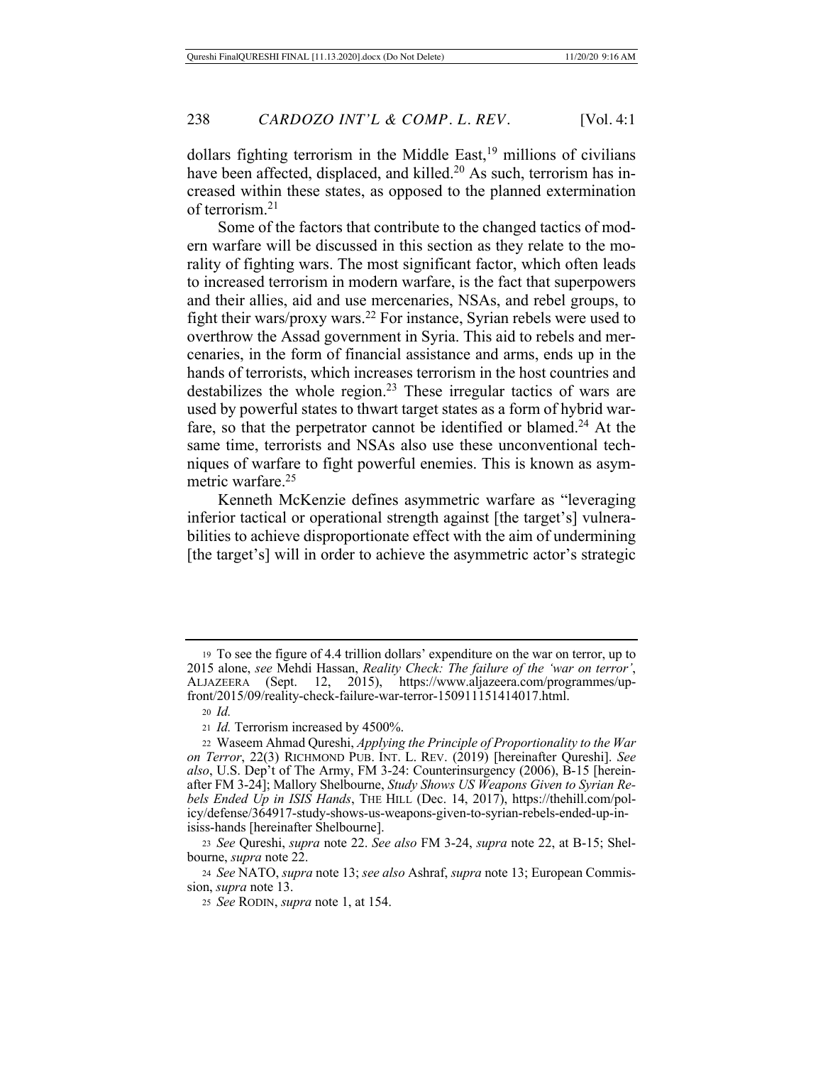dollars fighting terrorism in the Middle East,[19] millions of civilians have been affected, displaced, and killed.[20] As such, terrorism has increased within these states, as opposed to the planned extermination of terrorism.[21]

Some of the factors that contribute to the changed tactics of modern warfare will be discussed in this section as they relate to the morality of fighting wars. The most significant factor, which often leads to increased terrorism in modern warfare, is the fact that superpowers and their allies, aid and use mercenaries, NSAs, and rebel groups, to fight their wars/proxy wars.[22] For instance, Syrian rebels were used to overthrow the Assad government in Syria. This aid to rebels and mercenaries, in the form of financial assistance and arms, ends up in the hands of terrorists, which increases terrorism in the host countries and destabilizes the whole region.[23] These irregular tactics of wars are used by powerful states to thwart target states as a form of hybrid warfare, so that the perpetrator cannot be identified or blamed.[24] At the same time, terrorists and NSAs also use these unconventional techniques of warfare to fight powerful enemies. This is known as asymmetric warfare.[25]

Kenneth McKenzie defines asymmetric warfare as "leveraging inferior tactical or operational strength against [the target's] vulnerabilities to achieve disproportionate effect with the aim of undermining [the target's] will in order to achieve the asymmetric actor's strategic

---

19 To see the figure of 4.4 trillion dollars' expenditure on the war on terror, up to 2015 alone, *see* Mehdi Hassan, *Reality Check: The failure of the 'war on terror'*, ALJAZEERA (Sept. 12, 2015), https://www.aljazeera.com/programmes/upfront/2015/09/reality-check-failure-war-terror-150911151414017.html.

20 *Id.*

21 *Id.* Terrorism increased by 4500%.

22 Waseem Ahmad Qureshi, *Applying the Principle of Proportionality to the War on Terror*, 22(3) RICHMOND PUB. INT. L. REV. (2019) [hereinafter Qureshi]. *See also*, U.S. Dep't of The Army, FM 3-24: Counterinsurgency (2006), B-15 [hereinafter FM 3-24]; Mallory Shelbourne, *Study Shows US Weapons Given to Syrian Rebels Ended Up in ISIS Hands*, THE HILL (Dec. 14, 2017), https://thehill.com/policy/defense/364917-study-shows-us-weapons-given-to-syrian-rebels-ended-up-in-isiss-hands [hereinafter Shelbourne].

23 *See* Qureshi, *supra* note 22. *See also* FM 3-24, *supra* note 22, at B-15; Shelbourne, *supra* note 22.

24 *See* NATO, *supra* note 13; *see also* Ashraf, *supra* note 13; European Commission, *supra* note 13.

25 *See* RODIN, *supra* note 1, at 154.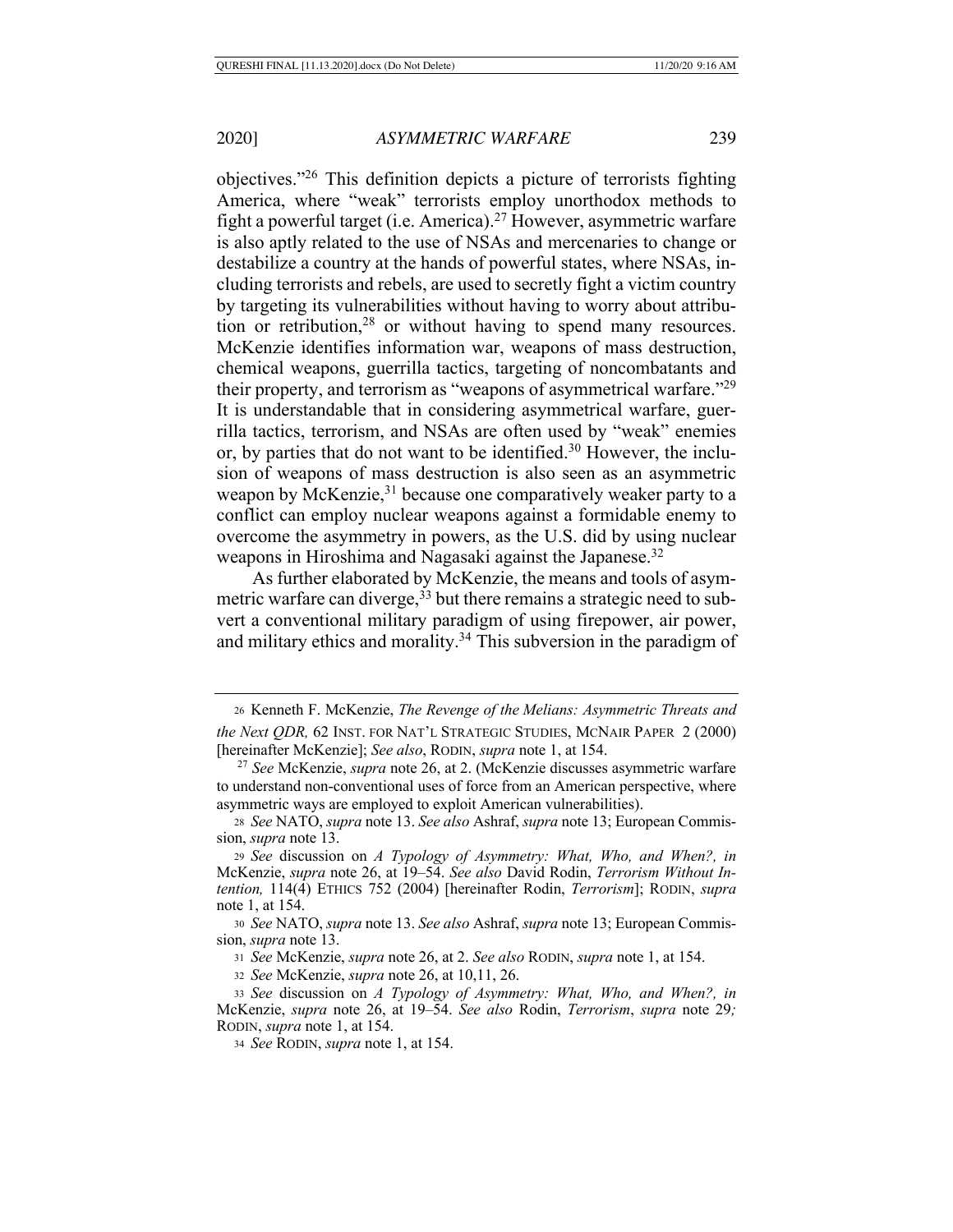objectives."[26] This definition depicts a picture of terrorists fighting America, where "weak" terrorists employ unorthodox methods to fight a powerful target (i.e. America).[27] However, asymmetric warfare is also aptly related to the use of NSAs and mercenaries to change or destabilize a country at the hands of powerful states, where NSAs, including terrorists and rebels, are used to secretly fight a victim country by targeting its vulnerabilities without having to worry about attribution or retribution,[28] or without having to spend many resources. McKenzie identifies information war, weapons of mass destruction, chemical weapons, guerrilla tactics, targeting of noncombatants and their property, and terrorism as "weapons of asymmetrical warfare."[29] It is understandable that in considering asymmetrical warfare, guerrilla tactics, terrorism, and NSAs are often used by "weak" enemies or, by parties that do not want to be identified.[30] However, the inclusion of weapons of mass destruction is also seen as an asymmetric weapon by McKenzie,[31] because one comparatively weaker party to a conflict can employ nuclear weapons against a formidable enemy to overcome the asymmetry in powers, as the U.S. did by using nuclear weapons in Hiroshima and Nagasaki against the Japanese.[32]

As further elaborated by McKenzie, the means and tools of asymmetric warfare can diverge,[33] but there remains a strategic need to subvert a conventional military paradigm of using firepower, air power, and military ethics and morality.[34] This subversion in the paradigm of

---

[26] Kenneth F. McKenzie, *The Revenge of the Melians: Asymmetric Threats and the Next QDR,* 62 INST. FOR NAT'L STRATEGIC STUDIES, MCNAIR PAPER 2 (2000) [hereinafter McKenzie]; *See also*, RODIN, *supra* note 1, at 154.

[27] *See* McKenzie, *supra* note 26, at 2. (McKenzie discusses asymmetric warfare to understand non-conventional uses of force from an American perspective, where asymmetric ways are employed to exploit American vulnerabilities).

[28] *See* NATO, *supra* note 13. *See also* Ashraf, *supra* note 13; European Commission, *supra* note 13.

[29] *See* discussion on *A Typology of Asymmetry: What, Who, and When?, in* McKenzie, *supra* note 26, at 19–54. *See also* David Rodin, *Terrorism Without Intention,* 114(4) ETHICS 752 (2004) [hereinafter Rodin, *Terrorism*]; RODIN, *supra* note 1, at 154.

[30] *See* NATO, *supra* note 13. *See also* Ashraf, *supra* note 13; European Commission, *supra* note 13.

[31] *See* McKenzie, *supra* note 26, at 2. *See also* RODIN, *supra* note 1, at 154.

[32] *See* McKenzie, *supra* note 26, at 10,11, 26.

[33] *See* discussion on *A Typology of Asymmetry: What, Who, and When?, in* McKenzie, *supra* note 26, at 19–54. *See also* Rodin, *Terrorism*, *supra* note 29*;* RODIN, *supra* note 1, at 154.

[34] *See* RODIN, *supra* note 1, at 154.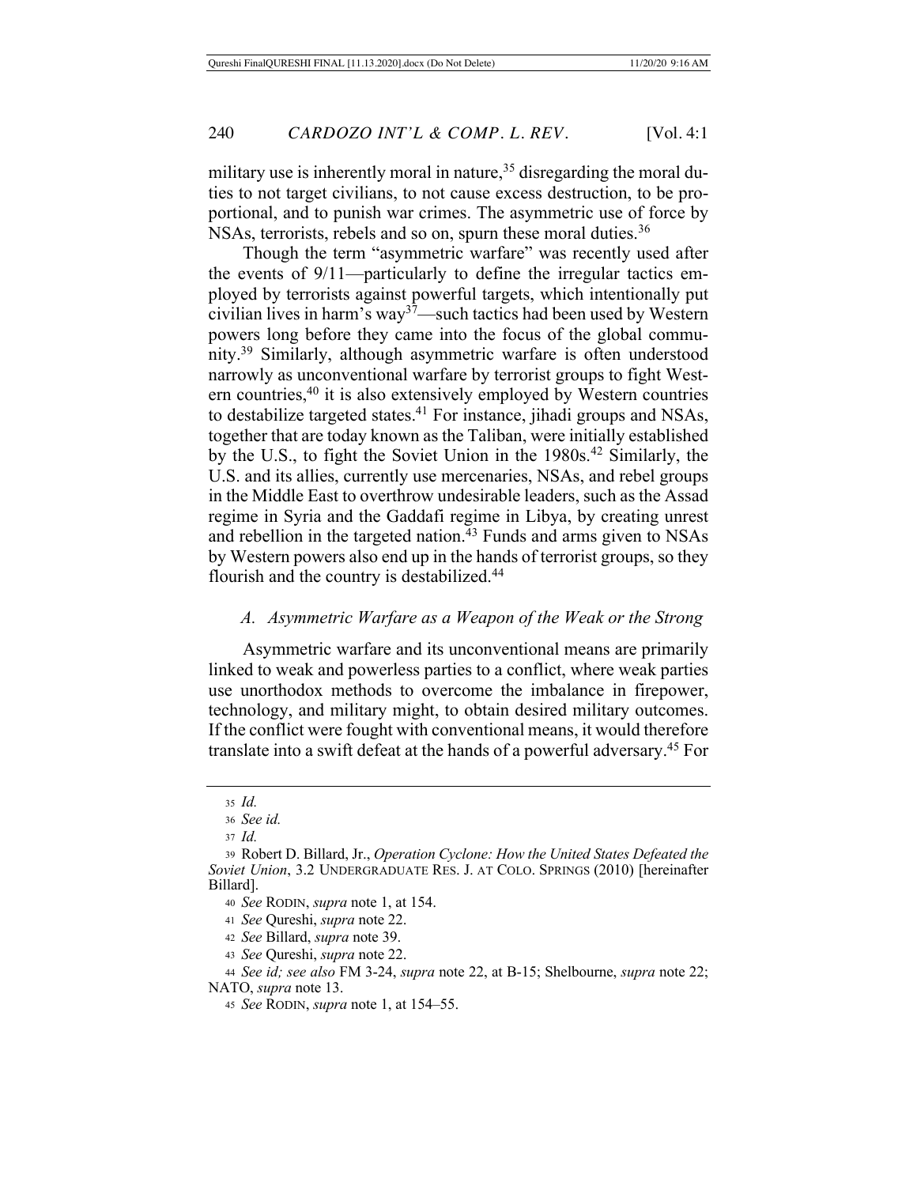military use is inherently moral in nature,[35] disregarding the moral duties to not target civilians, to not cause excess destruction, to be proportional, and to punish war crimes. The asymmetric use of force by NSAs, terrorists, rebels and so on, spurn these moral duties.[36]

Though the term "asymmetric warfare" was recently used after the events of 9/11—particularly to define the irregular tactics employed by terrorists against powerful targets, which intentionally put civilian lives in harm's way[37]—such tactics had been used by Western powers long before they came into the focus of the global community.[39] Similarly, although asymmetric warfare is often understood narrowly as unconventional warfare by terrorist groups to fight Western countries,[40] it is also extensively employed by Western countries to destabilize targeted states.[41] For instance, jihadi groups and NSAs, together that are today known as the Taliban, were initially established by the U.S., to fight the Soviet Union in the 1980s.[42] Similarly, the U.S. and its allies, currently use mercenaries, NSAs, and rebel groups in the Middle East to overthrow undesirable leaders, such as the Assad regime in Syria and the Gaddafi regime in Libya, by creating unrest and rebellion in the targeted nation.[43] Funds and arms given to NSAs by Western powers also end up in the hands of terrorist groups, so they flourish and the country is destabilized.[44]

### *A. Asymmetric Warfare as a Weapon of the Weak or the Strong*

Asymmetric warfare and its unconventional means are primarily linked to weak and powerless parties to a conflict, where weak parties use unorthodox methods to overcome the imbalance in firepower, technology, and military might, to obtain desired military outcomes. If the conflict were fought with conventional means, it would therefore translate into a swift defeat at the hands of a powerful adversary.[45] For

---

35 *Id.*

36 *See id.*

37 *Id.*

39 Robert D. Billard, Jr., *Operation Cyclone: How the United States Defeated the Soviet Union*, 3.2 UNDERGRADUATE RES. J. AT COLO. SPRINGS (2010) [hereinafter Billard].

40 *See* RODIN, *supra* note 1, at 154.

41 *See* Qureshi, *supra* note 22.

42 *See* Billard, *supra* note 39.

43 *See* Qureshi, *supra* note 22.

44 *See id; see also* FM 3-24, *supra* note 22, at B-15; Shelbourne, *supra* note 22; NATO, *supra* note 13.

45 *See* RODIN, *supra* note 1, at 154–55.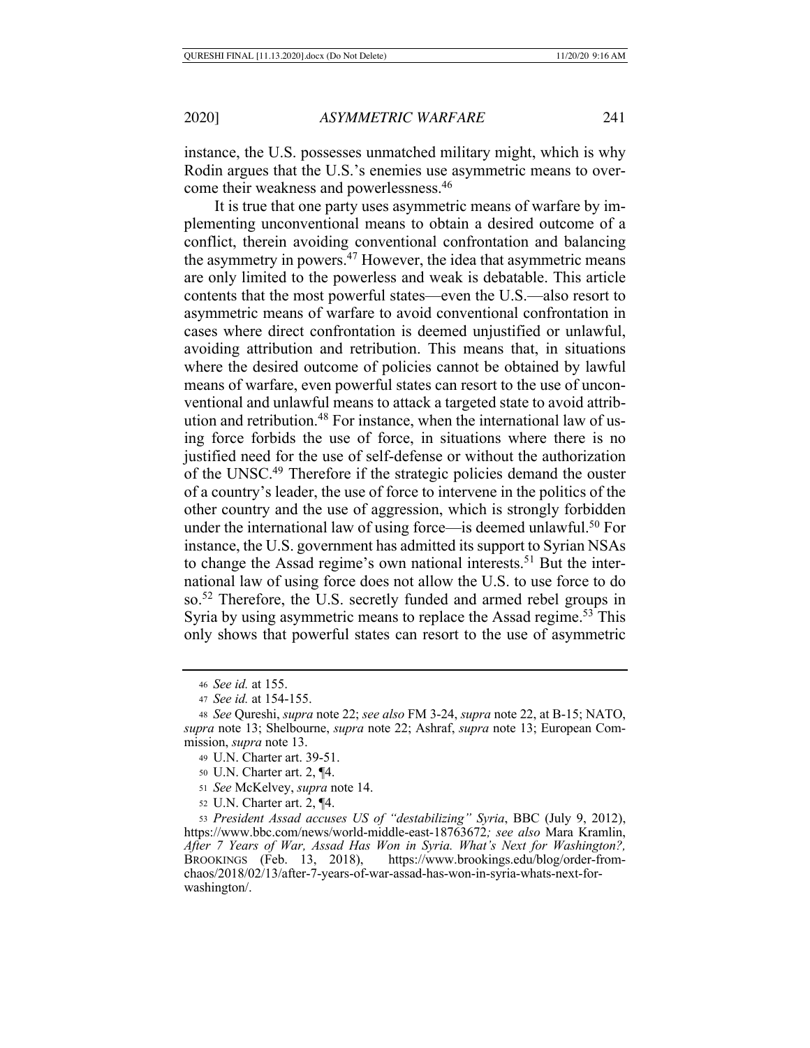instance, the U.S. possesses unmatched military might, which is why Rodin argues that the U.S.'s enemies use asymmetric means to overcome their weakness and powerlessness.[46]

It is true that one party uses asymmetric means of warfare by implementing unconventional means to obtain a desired outcome of a conflict, therein avoiding conventional confrontation and balancing the asymmetry in powers.[47] However, the idea that asymmetric means are only limited to the powerless and weak is debatable. This article contents that the most powerful states—even the U.S.—also resort to asymmetric means of warfare to avoid conventional confrontation in cases where direct confrontation is deemed unjustified or unlawful, avoiding attribution and retribution. This means that, in situations where the desired outcome of policies cannot be obtained by lawful means of warfare, even powerful states can resort to the use of unconventional and unlawful means to attack a targeted state to avoid attribution and retribution.[48] For instance, when the international law of using force forbids the use of force, in situations where there is no justified need for the use of self-defense or without the authorization of the UNSC.[49] Therefore if the strategic policies demand the ouster of a country's leader, the use of force to intervene in the politics of the other country and the use of aggression, which is strongly forbidden under the international law of using force—is deemed unlawful.[50] For instance, the U.S. government has admitted its support to Syrian NSAs to change the Assad regime's own national interests.[51] But the international law of using force does not allow the U.S. to use force to do so.[52] Therefore, the U.S. secretly funded and armed rebel groups in Syria by using asymmetric means to replace the Assad regime.[53] This only shows that powerful states can resort to the use of asymmetric

---

[46] *See id.* at 155.

[47] *See id.* at 154-155.

[48] *See* Qureshi, *supra* note 22; *see also* FM 3-24, *supra* note 22, at B-15; NATO, *supra* note 13; Shelbourne, *supra* note 22; Ashraf, *supra* note 13; European Commission, *supra* note 13.

[49] U.N. Charter art. 39-51.

[50] U.N. Charter art. 2, ¶4.

[51] *See* McKelvey, *supra* note 14.

[52] U.N. Charter art. 2, ¶4.

[53] *President Assad accuses US of "destabilizing" Syria*, BBC (July 9, 2012), https://www.bbc.com/news/world-middle-east-18763672*; see also* Mara Kramlin, *After 7 Years of War, Assad Has Won in Syria. What's Next for Washington?,* BROOKINGS (Feb. 13, 2018), https://www.brookings.edu/blog/order-from-chaos/2018/02/13/after-7-years-of-war-assad-has-won-in-syria-whats-next-for-washington/.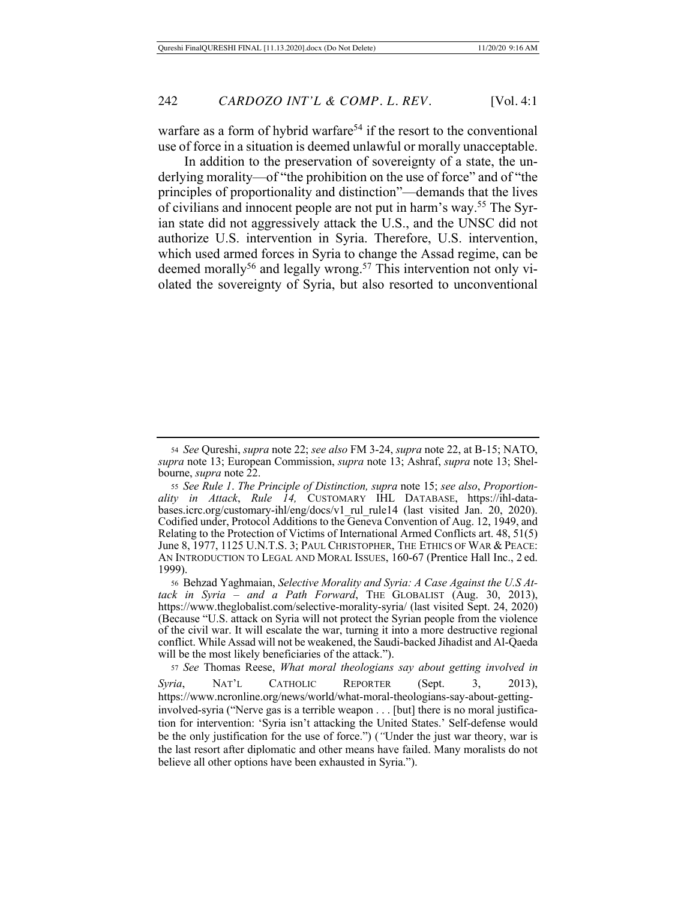warfare as a form of hybrid warfare[54] if the resort to the conventional use of force in a situation is deemed unlawful or morally unacceptable.

In addition to the preservation of sovereignty of a state, the underlying morality—of "the prohibition on the use of force" and of "the principles of proportionality and distinction"—demands that the lives of civilians and innocent people are not put in harm's way.[55] The Syrian state did not aggressively attack the U.S., and the UNSC did not authorize U.S. intervention in Syria. Therefore, U.S. intervention, which used armed forces in Syria to change the Assad regime, can be deemed morally[56] and legally wrong.[57] This intervention not only violated the sovereignty of Syria, but also resorted to unconventional

---

54 *See* Qureshi, *supra* note 22; *see also* FM 3-24, *supra* note 22, at B-15; NATO, *supra* note 13; European Commission, *supra* note 13; Ashraf, *supra* note 13; Shelbourne, *supra* note 22.

55 *See Rule 1. The Principle of Distinction, supra* note 15; *see also*, *Proportionality in Attack*, *Rule 14,* CUSTOMARY IHL DATABASE, https://ihl-databases.icrc.org/customary-ihl/eng/docs/v1_rul_rule14 (last visited Jan. 20, 2020). Codified under, Protocol Additions to the Geneva Convention of Aug. 12, 1949, and Relating to the Protection of Victims of International Armed Conflicts art. 48, 51(5) June 8, 1977, 1125 U.N.T.S. 3; PAUL CHRISTOPHER, THE ETHICS OF WAR & PEACE: AN INTRODUCTION TO LEGAL AND MORAL ISSUES, 160-67 (Prentice Hall Inc., 2 ed. 1999).

56 Behzad Yaghmaian, *Selective Morality and Syria: A Case Against the U.S Attack in Syria – and a Path Forward*, THE GLOBALIST (Aug. 30, 2013), https://www.theglobalist.com/selective-morality-syria/ (last visited Sept. 24, 2020) (Because "U.S. attack on Syria will not protect the Syrian people from the violence of the civil war. It will escalate the war, turning it into a more destructive regional conflict. While Assad will not be weakened, the Saudi-backed Jihadist and Al-Qaeda will be the most likely beneficiaries of the attack.").

57 *See* Thomas Reese, *What moral theologians say about getting involved in Syria*, NAT'L CATHOLIC REPORTER (Sept. 3, 2013), https://www.ncronline.org/news/world/what-moral-theologians-say-about-getting-involved-syria ("Nerve gas is a terrible weapon . . . [but] there is no moral justification for intervention: 'Syria isn't attacking the United States.' Self-defense would be the only justification for the use of force.") (*"*Under the just war theory, war is the last resort after diplomatic and other means have failed. Many moralists do not believe all other options have been exhausted in Syria.").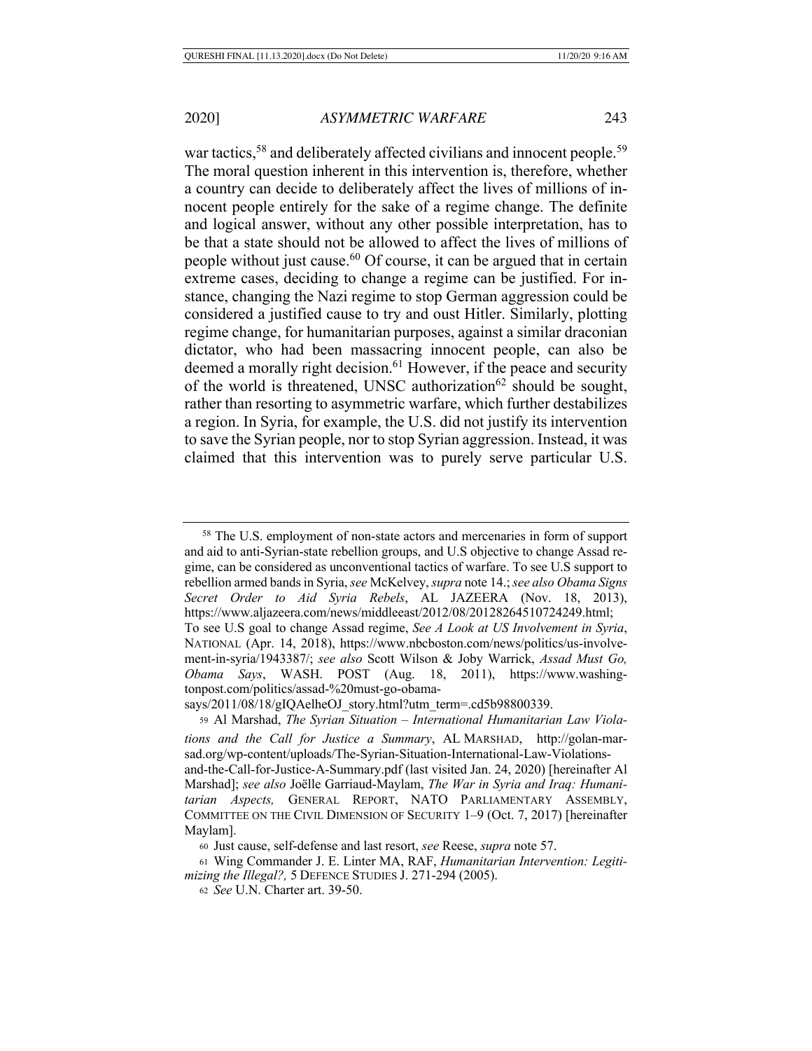war tactics,[58] and deliberately affected civilians and innocent people.[59] The moral question inherent in this intervention is, therefore, whether a country can decide to deliberately affect the lives of millions of innocent people entirely for the sake of a regime change. The definite and logical answer, without any other possible interpretation, has to be that a state should not be allowed to affect the lives of millions of people without just cause.[60] Of course, it can be argued that in certain extreme cases, deciding to change a regime can be justified. For instance, changing the Nazi regime to stop German aggression could be considered a justified cause to try and oust Hitler. Similarly, plotting regime change, for humanitarian purposes, against a similar draconian dictator, who had been massacring innocent people, can also be deemed a morally right decision.[61] However, if the peace and security of the world is threatened, UNSC authorization[62] should be sought, rather than resorting to asymmetric warfare, which further destabilizes a region. In Syria, for example, the U.S. did not justify its intervention to save the Syrian people, nor to stop Syrian aggression. Instead, it was claimed that this intervention was to purely serve particular U.S.

---

[58] The U.S. employment of non-state actors and mercenaries in form of support and aid to anti-Syrian-state rebellion groups, and U.S objective to change Assad regime, can be considered as unconventional tactics of warfare. To see U.S support to rebellion armed bands in Syria, *see* McKelvey, *supra* note 14.; *see also Obama Signs Secret Order to Aid Syria Rebels*, AL JAZEERA (Nov. 18, 2013), https://www.aljazeera.com/news/middleeast/2012/08/20128264510724249.html; To see U.S goal to change Assad regime, *See A Look at US Involvement in Syria*, NATIONAL (Apr. 14, 2018), https://www.nbcboston.com/news/politics/us-involvement-in-syria/1943387/; *see also* Scott Wilson & Joby Warrick, *Assad Must Go, Obama Says*, WASH. POST (Aug. 18, 2011), https://www.washingtonpost.com/politics/assad-%20must-go-obama-says/2011/08/18/gIQAelheOJ_story.html?utm_term=.cd5b98800339.

[59] Al Marshad, *The Syrian Situation – International Humanitarian Law Violations and the Call for Justice a Summary*, AL MARSHAD, http://golan-marsad.org/wp-content/uploads/The-Syrian-Situation-International-Law-Violations-and-the-Call-for-Justice-A-Summary.pdf (last visited Jan. 24, 2020) [hereinafter Al Marshad]; *see also* Joëlle Garriaud-Maylam, *The War in Syria and Iraq: Humanitarian Aspects,* GENERAL REPORT, NATO PARLIAMENTARY ASSEMBLY, COMMITTEE ON THE CIVIL DIMENSION OF SECURITY 1–9 (Oct. 7, 2017) [hereinafter Maylam].

[60] Just cause, self-defense and last resort, *see* Reese, *supra* note 57.

[61] Wing Commander J. E. Linter MA, RAF, *Humanitarian Intervention: Legitimizing the Illegal?,* 5 DEFENCE STUDIES J. 271-294 (2005).

[62] *See* U.N. Charter art. 39-50.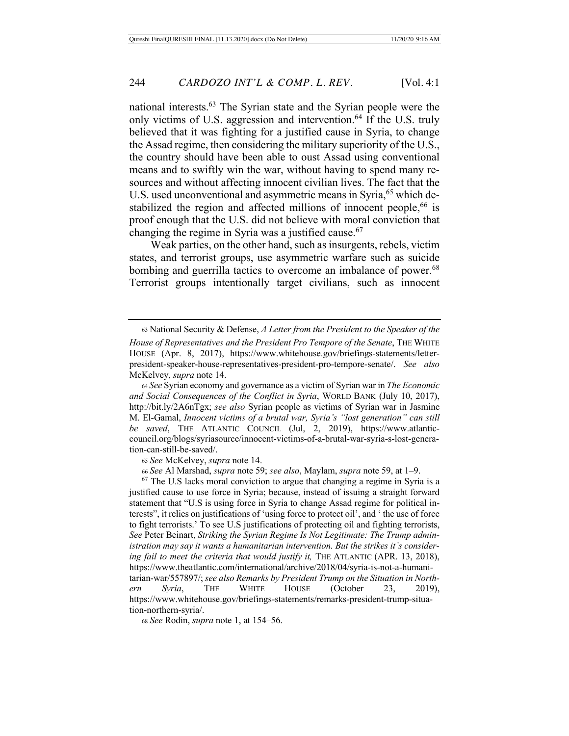national interests.[63] The Syrian state and the Syrian people were the only victims of U.S. aggression and intervention.[64] If the U.S. truly believed that it was fighting for a justified cause in Syria, to change the Assad regime, then considering the military superiority of the U.S., the country should have been able to oust Assad using conventional means and to swiftly win the war, without having to spend many resources and without affecting innocent civilian lives. The fact that the U.S. used unconventional and asymmetric means in Syria,[65] which destabilized the region and affected millions of innocent people,[66] is proof enough that the U.S. did not believe with moral conviction that changing the regime in Syria was a justified cause.[67]

Weak parties, on the other hand, such as insurgents, rebels, victim states, and terrorist groups, use asymmetric warfare such as suicide bombing and guerrilla tactics to overcome an imbalance of power.[68] Terrorist groups intentionally target civilians, such as innocent

---

[63] National Security & Defense, *A Letter from the President to the Speaker of the House of Representatives and the President Pro Tempore of the Senate*, THE WHITE HOUSE (Apr. 8, 2017), https://www.whitehouse.gov/briefings-statements/letter-president-speaker-house-representatives-president-pro-tempore-senate/. *See also* McKelvey, *supra* note 14.

[64] *See* Syrian economy and governance as a victim of Syrian war in *The Economic and Social Consequences of the Conflict in Syria*, WORLD BANK (July 10, 2017), http://bit.ly/2A6nTgx; *see also* Syrian people as victims of Syrian war in Jasmine M. El-Gamal, *Innocent victims of a brutal war, Syria's "lost generation" can still be saved*, THE ATLANTIC COUNCIL (Jul, 2, 2019), https://www.atlanticcouncil.org/blogs/syriasource/innocent-victims-of-a-brutal-war-syria-s-lost-generation-can-still-be-saved/.

[65] *See* McKelvey, *supra* note 14.

[66] *See* Al Marshad, *supra* note 59; *see also*, Maylam, *supra* note 59, at 1–9.

[67] The U.S lacks moral conviction to argue that changing a regime in Syria is a justified cause to use force in Syria; because, instead of issuing a straight forward statement that "U.S is using force in Syria to change Assad regime for political interests", it relies on justifications of 'using force to protect oil', and ' the use of force to fight terrorists.' To see U.S justifications of protecting oil and fighting terrorists, *See* Peter Beinart, *Striking the Syrian Regime Is Not Legitimate: The Trump administration may say it wants a humanitarian intervention. But the strikes it's considering fail to meet the criteria that would justify it,* THE ATLANTIC (APR. 13, 2018), https://www.theatlantic.com/international/archive/2018/04/syria-is-not-a-humanitarian-war/557897/; *see also Remarks by President Trump on the Situation in Northern Syria*, THE WHITE HOUSE (October 23, 2019), https://www.whitehouse.gov/briefings-statements/remarks-president-trump-situation-northern-syria/.

[68] *See* Rodin, *supra* note 1, at 154–56.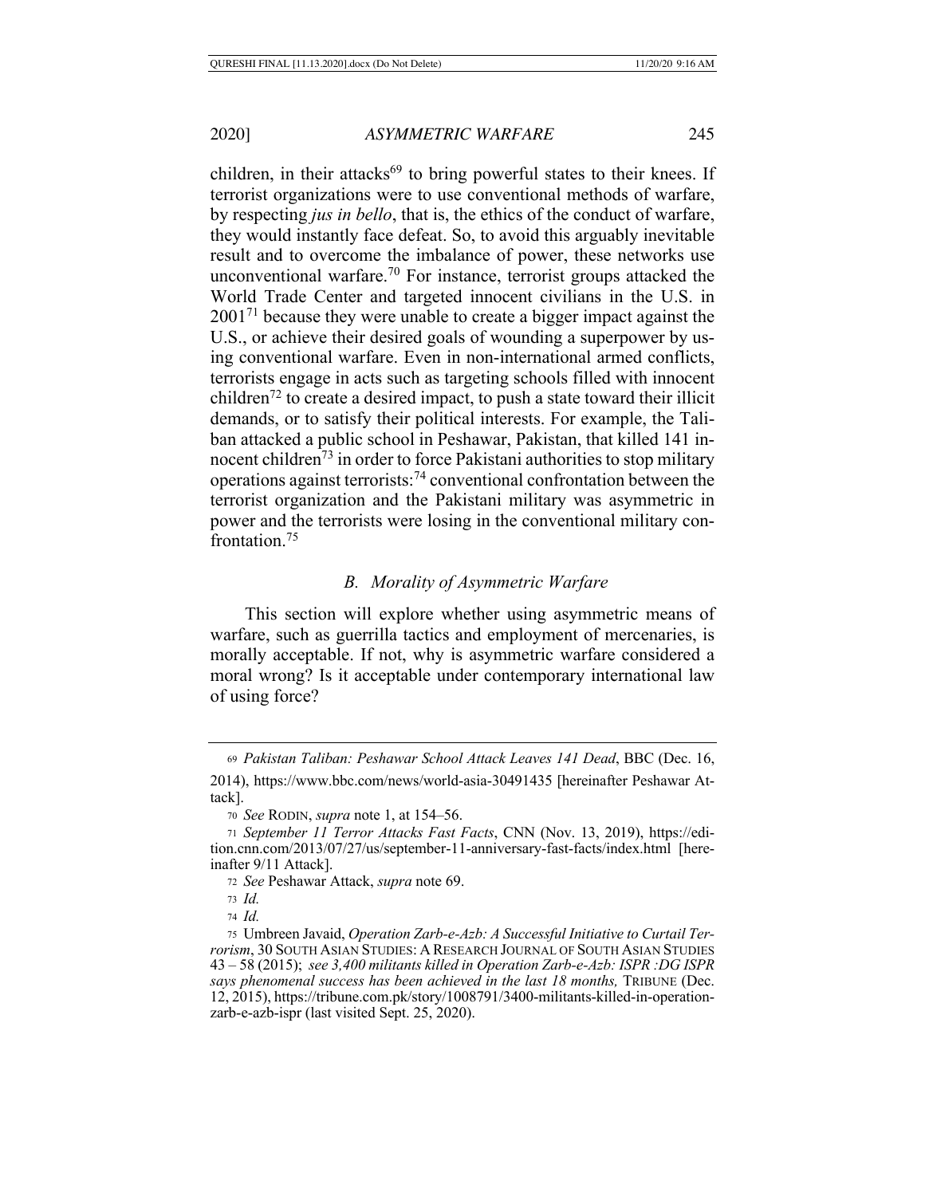children, in their attacks[69] to bring powerful states to their knees. If terrorist organizations were to use conventional methods of warfare, by respecting *jus in bello*, that is, the ethics of the conduct of warfare, they would instantly face defeat. So, to avoid this arguably inevitable result and to overcome the imbalance of power, these networks use unconventional warfare.[70] For instance, terrorist groups attacked the World Trade Center and targeted innocent civilians in the U.S. in 2001[71] because they were unable to create a bigger impact against the U.S., or achieve their desired goals of wounding a superpower by using conventional warfare. Even in non-international armed conflicts, terrorists engage in acts such as targeting schools filled with innocent children[72] to create a desired impact, to push a state toward their illicit demands, or to satisfy their political interests. For example, the Taliban attacked a public school in Peshawar, Pakistan, that killed 141 innocent children[73] in order to force Pakistani authorities to stop military operations against terrorists:[74] conventional confrontation between the terrorist organization and the Pakistani military was asymmetric in power and the terrorists were losing in the conventional military confrontation.[75]

### *B. Morality of Asymmetric Warfare*

This section will explore whether using asymmetric means of warfare, such as guerrilla tactics and employment of mercenaries, is morally acceptable. If not, why is asymmetric warfare considered a moral wrong? Is it acceptable under contemporary international law of using force?

---

[69] *Pakistan Taliban: Peshawar School Attack Leaves 141 Dead*, BBC (Dec. 16, 2014), https://www.bbc.com/news/world-asia-30491435 [hereinafter Peshawar Attack].

[70] *See* RODIN, *supra* note 1, at 154–56.

[71] *September 11 Terror Attacks Fast Facts*, CNN (Nov. 13, 2019), https://edition.cnn.com/2013/07/27/us/september-11-anniversary-fast-facts/index.html [hereinafter 9/11 Attack].

[72] *See* Peshawar Attack, *supra* note 69.

[73] *Id.*

[74] *Id.*

[75] Umbreen Javaid, *Operation Zarb-e-Azb: A Successful Initiative to Curtail Terrorism*, 30 SOUTH ASIAN STUDIES: A RESEARCH JOURNAL OF SOUTH ASIAN STUDIES 43 – 58 (2015); *see 3,400 militants killed in Operation Zarb-e-Azb: ISPR :DG ISPR says phenomenal success has been achieved in the last 18 months,* TRIBUNE (Dec. 12, 2015), https://tribune.com.pk/story/1008791/3400-militants-killed-in-operation-zarb-e-azb-ispr (last visited Sept. 25, 2020).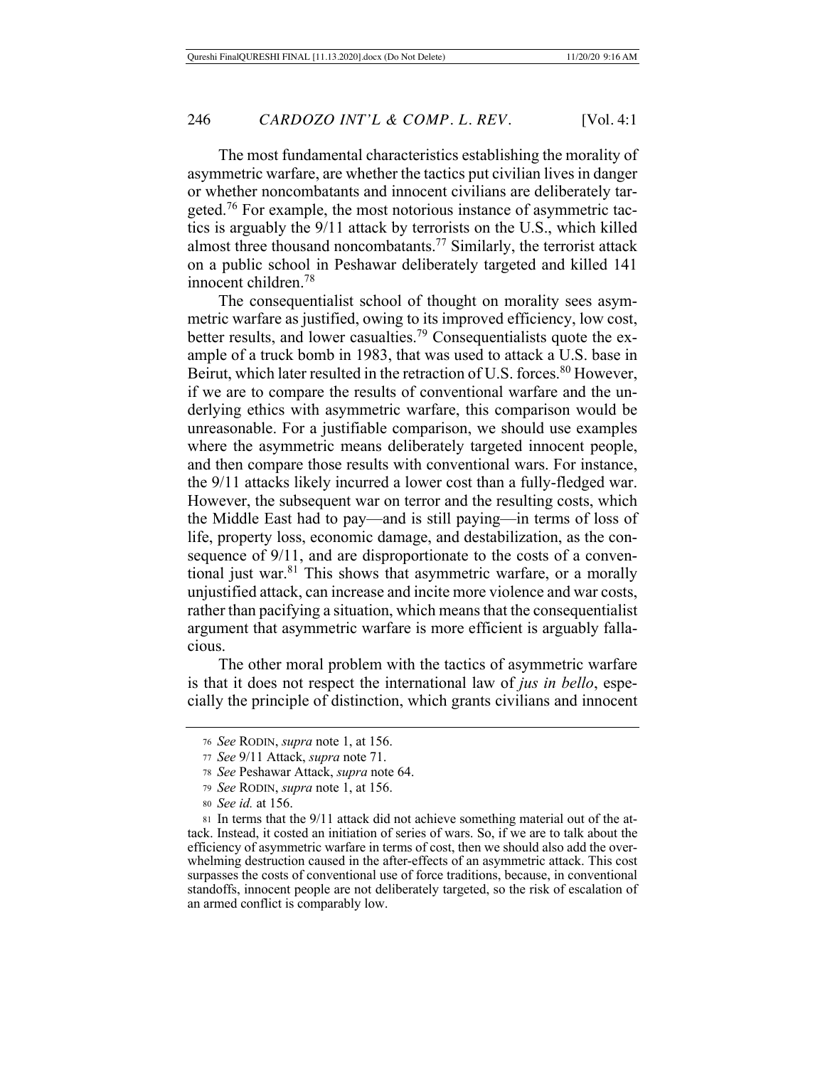The most fundamental characteristics establishing the morality of asymmetric warfare, are whether the tactics put civilian lives in danger or whether noncombatants and innocent civilians are deliberately targeted.[76] For example, the most notorious instance of asymmetric tactics is arguably the 9/11 attack by terrorists on the U.S., which killed almost three thousand noncombatants.[77] Similarly, the terrorist attack on a public school in Peshawar deliberately targeted and killed 141 innocent children.[78]

The consequentialist school of thought on morality sees asymmetric warfare as justified, owing to its improved efficiency, low cost, better results, and lower casualties.[79] Consequentialists quote the example of a truck bomb in 1983, that was used to attack a U.S. base in Beirut, which later resulted in the retraction of U.S. forces.[80] However, if we are to compare the results of conventional warfare and the underlying ethics with asymmetric warfare, this comparison would be unreasonable. For a justifiable comparison, we should use examples where the asymmetric means deliberately targeted innocent people, and then compare those results with conventional wars. For instance, the 9/11 attacks likely incurred a lower cost than a fully-fledged war. However, the subsequent war on terror and the resulting costs, which the Middle East had to pay—and is still paying—in terms of loss of life, property loss, economic damage, and destabilization, as the consequence of 9/11, and are disproportionate to the costs of a conventional just war.[81] This shows that asymmetric warfare, or a morally unjustified attack, can increase and incite more violence and war costs, rather than pacifying a situation, which means that the consequentialist argument that asymmetric warfare is more efficient is arguably fallacious.

The other moral problem with the tactics of asymmetric warfare is that it does not respect the international law of *jus in bello*, especially the principle of distinction, which grants civilians and innocent

---

76 *See* RODIN, *supra* note 1, at 156.

77 *See* 9/11 Attack, *supra* note 71.

78 *See* Peshawar Attack, *supra* note 64.

79 *See* RODIN, *supra* note 1, at 156.

80 *See id.* at 156.

81 In terms that the 9/11 attack did not achieve something material out of the attack. Instead, it costed an initiation of series of wars. So, if we are to talk about the efficiency of asymmetric warfare in terms of cost, then we should also add the overwhelming destruction caused in the after-effects of an asymmetric attack. This cost surpasses the costs of conventional use of force traditions, because, in conventional standoffs, innocent people are not deliberately targeted, so the risk of escalation of an armed conflict is comparably low.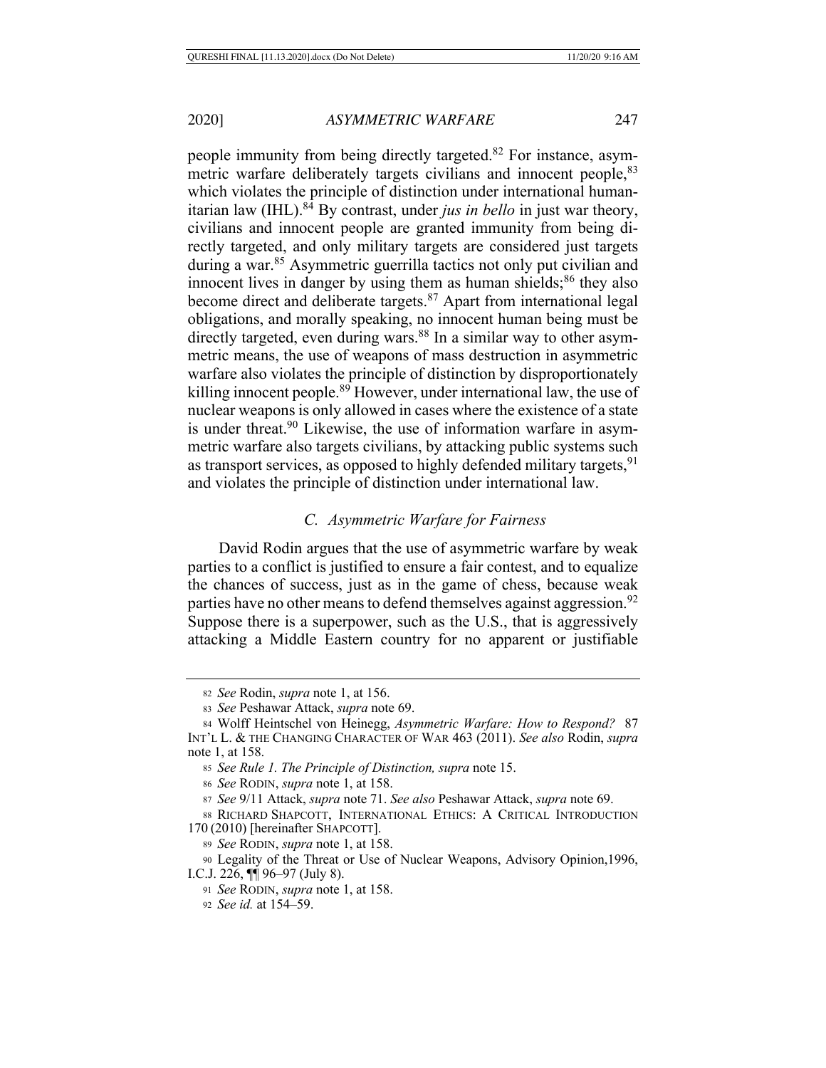people immunity from being directly targeted.[82] For instance, asymmetric warfare deliberately targets civilians and innocent people,[83] which violates the principle of distinction under international humanitarian law (IHL).[84] By contrast, under *jus in bello* in just war theory, civilians and innocent people are granted immunity from being directly targeted, and only military targets are considered just targets during a war.[85] Asymmetric guerrilla tactics not only put civilian and innocent lives in danger by using them as human shields;[86] they also become direct and deliberate targets.[87] Apart from international legal obligations, and morally speaking, no innocent human being must be directly targeted, even during wars.[88] In a similar way to other asymmetric means, the use of weapons of mass destruction in asymmetric warfare also violates the principle of distinction by disproportionately killing innocent people.[89] However, under international law, the use of nuclear weapons is only allowed in cases where the existence of a state is under threat.[90] Likewise, the use of information warfare in asymmetric warfare also targets civilians, by attacking public systems such as transport services, as opposed to highly defended military targets,[91] and violates the principle of distinction under international law.

### *C. Asymmetric Warfare for Fairness*

David Rodin argues that the use of asymmetric warfare by weak parties to a conflict is justified to ensure a fair contest, and to equalize the chances of success, just as in the game of chess, because weak parties have no other means to defend themselves against aggression.[92] Suppose there is a superpower, such as the U.S., that is aggressively attacking a Middle Eastern country for no apparent or justifiable

---

82 *See* Rodin, *supra* note 1, at 156.

83 *See* Peshawar Attack, *supra* note 69.

84 Wolff Heintschel von Heinegg, *Asymmetric Warfare: How to Respond?* 87 INT'L L. & THE CHANGING CHARACTER OF WAR 463 (2011). *See also* Rodin, *supra* note 1, at 158.

85 *See Rule 1. The Principle of Distinction, supra* note 15.

86 *See* RODIN, *supra* note 1, at 158.

87 *See* 9/11 Attack, *supra* note 71. *See also* Peshawar Attack, *supra* note 69.

88 RICHARD SHAPCOTT, INTERNATIONAL ETHICS: A CRITICAL INTRODUCTION 170 (2010) [hereinafter SHAPCOTT].

89 *See* RODIN, *supra* note 1, at 158.

90 Legality of the Threat or Use of Nuclear Weapons, Advisory Opinion,1996, I.C.J. 226, ¶¶ 96–97 (July 8).

91 *See* RODIN, *supra* note 1, at 158.

92 *See id.* at 154–59.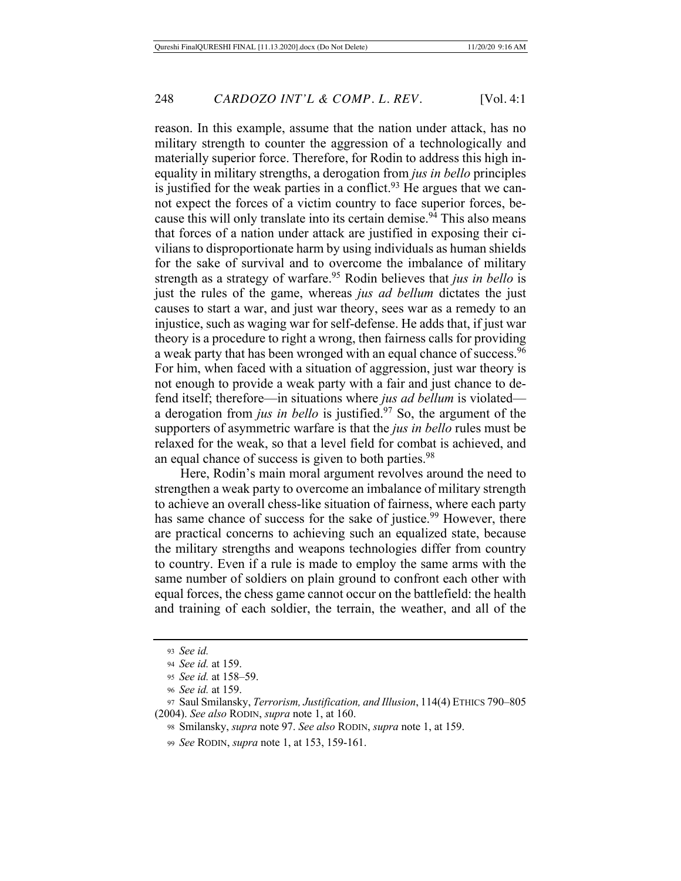reason. In this example, assume that the nation under attack, has no military strength to counter the aggression of a technologically and materially superior force. Therefore, for Rodin to address this high inequality in military strengths, a derogation from *jus in bello* principles is justified for the weak parties in a conflict.[93] He argues that we cannot expect the forces of a victim country to face superior forces, because this will only translate into its certain demise.[94] This also means that forces of a nation under attack are justified in exposing their civilians to disproportionate harm by using individuals as human shields for the sake of survival and to overcome the imbalance of military strength as a strategy of warfare.[95] Rodin believes that *jus in bello* is just the rules of the game, whereas *jus ad bellum* dictates the just causes to start a war, and just war theory, sees war as a remedy to an injustice, such as waging war for self-defense. He adds that, if just war theory is a procedure to right a wrong, then fairness calls for providing a weak party that has been wronged with an equal chance of success.[96] For him, when faced with a situation of aggression, just war theory is not enough to provide a weak party with a fair and just chance to defend itself; therefore—in situations where *jus ad bellum* is violated—a derogation from *jus in bello* is justified.[97] So, the argument of the supporters of asymmetric warfare is that the *jus in bello* rules must be relaxed for the weak, so that a level field for combat is achieved, and an equal chance of success is given to both parties.[98]

Here, Rodin's main moral argument revolves around the need to strengthen a weak party to overcome an imbalance of military strength to achieve an overall chess-like situation of fairness, where each party has same chance of success for the sake of justice.[99] However, there are practical concerns to achieving such an equalized state, because the military strengths and weapons technologies differ from country to country. Even if a rule is made to employ the same arms with the same number of soldiers on plain ground to confront each other with equal forces, the chess game cannot occur on the battlefield: the health and training of each soldier, the terrain, the weather, and all of the

---

93 *See id.*

94 *See id.* at 159.

95 *See id.* at 158–59.

96 *See id.* at 159.

97 Saul Smilansky, *Terrorism, Justification, and Illusion*, 114(4) ETHICS 790–805 (2004). *See also* RODIN, *supra* note 1, at 160.

98 Smilansky, *supra* note 97. *See also* RODIN, *supra* note 1, at 159.

99 *See* RODIN, *supra* note 1, at 153, 159-161.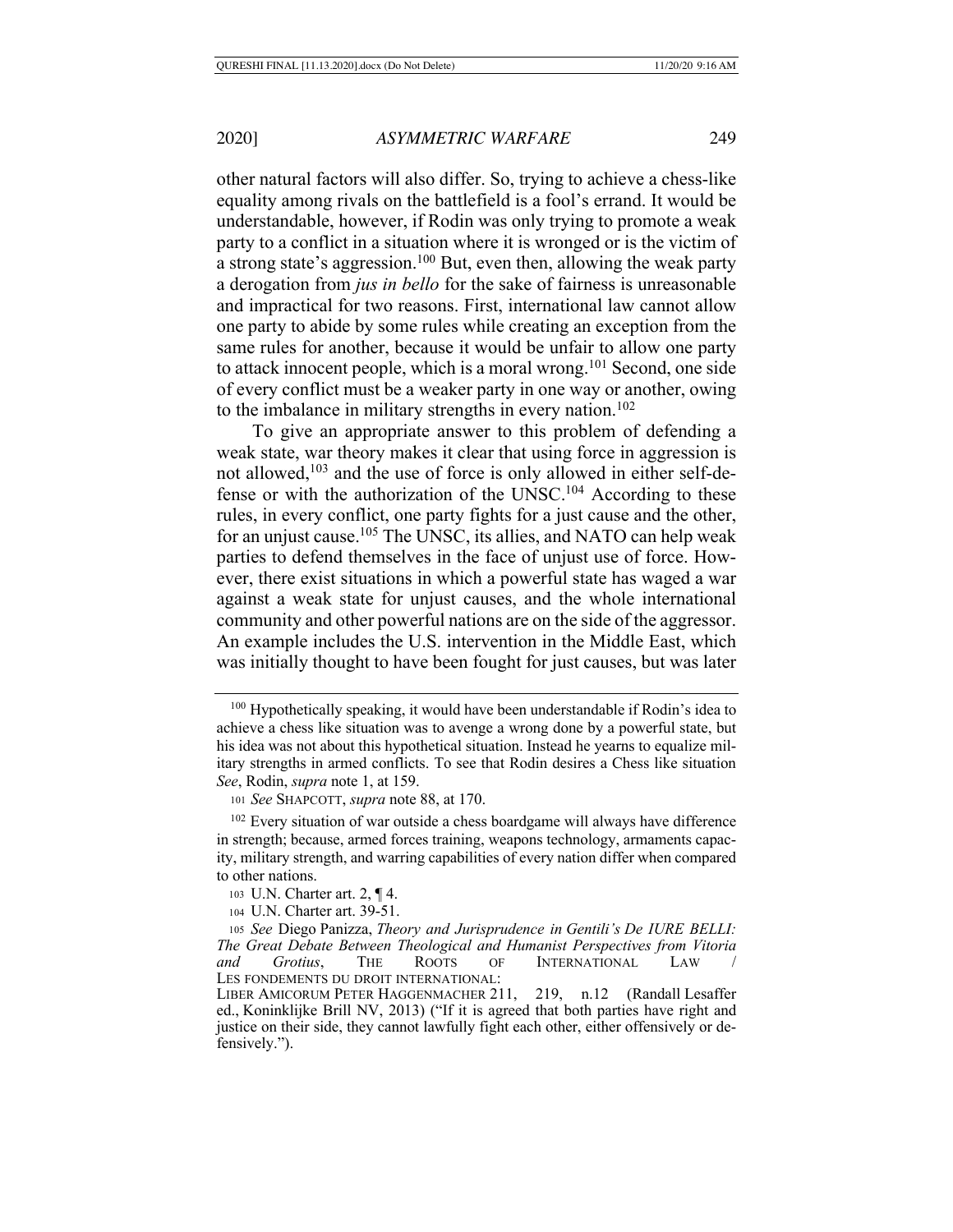other natural factors will also differ. So, trying to achieve a chess-like equality among rivals on the battlefield is a fool's errand. It would be understandable, however, if Rodin was only trying to promote a weak party to a conflict in a situation where it is wronged or is the victim of a strong state's aggression.[100] But, even then, allowing the weak party a derogation from *jus in bello* for the sake of fairness is unreasonable and impractical for two reasons. First, international law cannot allow one party to abide by some rules while creating an exception from the same rules for another, because it would be unfair to allow one party to attack innocent people, which is a moral wrong.[101] Second, one side of every conflict must be a weaker party in one way or another, owing to the imbalance in military strengths in every nation.[102]

To give an appropriate answer to this problem of defending a weak state, war theory makes it clear that using force in aggression is not allowed,[103] and the use of force is only allowed in either self-defense or with the authorization of the UNSC.[104] According to these rules, in every conflict, one party fights for a just cause and the other, for an unjust cause.[105] The UNSC, its allies, and NATO can help weak parties to defend themselves in the face of unjust use of force. However, there exist situations in which a powerful state has waged a war against a weak state for unjust causes, and the whole international community and other powerful nations are on the side of the aggressor. An example includes the U.S. intervention in the Middle East, which was initially thought to have been fought for just causes, but was later

---

[100] Hypothetically speaking, it would have been understandable if Rodin's idea to achieve a chess like situation was to avenge a wrong done by a powerful state, but his idea was not about this hypothetical situation. Instead he yearns to equalize military strengths in armed conflicts. To see that Rodin desires a Chess like situation *See*, Rodin, *supra* note 1, at 159.

[101] *See* SHAPCOTT, *supra* note 88, at 170.

[102] Every situation of war outside a chess boardgame will always have difference in strength; because, armed forces training, weapons technology, armaments capacity, military strength, and warring capabilities of every nation differ when compared to other nations.

[103] U.N. Charter art. 2, ¶ 4.

[104] U.N. Charter art. 39-51.

[105] *See* Diego Panizza, *Theory and Jurisprudence in Gentili's De IURE BELLI: The Great Debate Between Theological and Humanist Perspectives from Vitoria and Grotius*, THE ROOTS OF INTERNATIONAL LAW / LES FONDEMENTS DU DROIT INTERNATIONAL: LIBER AMICORUM PETER HAGGENMACHER 211, 219, n.12 (Randall Lesaffer ed., Koninklijke Brill NV, 2013) ("If it is agreed that both parties have right and justice on their side, they cannot lawfully fight each other, either offensively or defensively.").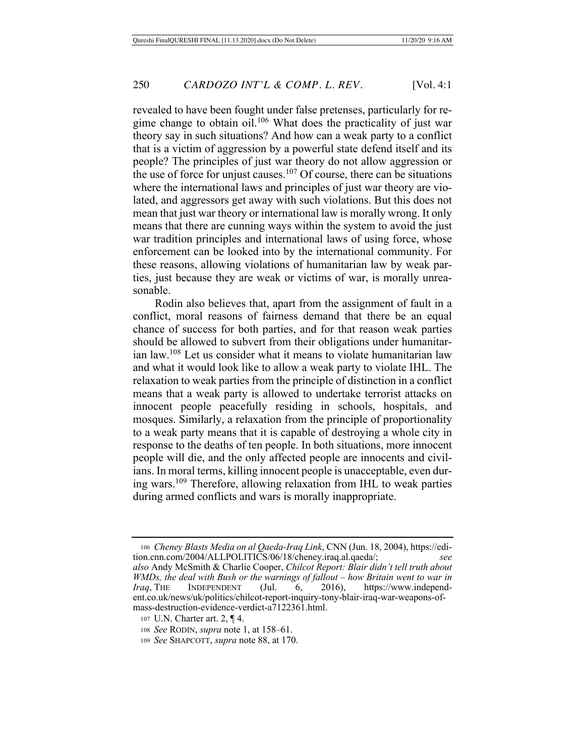revealed to have been fought under false pretenses, particularly for regime change to obtain oil.[106] What does the practicality of just war theory say in such situations? And how can a weak party to a conflict that is a victim of aggression by a powerful state defend itself and its people? The principles of just war theory do not allow aggression or the use of force for unjust causes.[107] Of course, there can be situations where the international laws and principles of just war theory are violated, and aggressors get away with such violations. But this does not mean that just war theory or international law is morally wrong. It only means that there are cunning ways within the system to avoid the just war tradition principles and international laws of using force, whose enforcement can be looked into by the international community. For these reasons, allowing violations of humanitarian law by weak parties, just because they are weak or victims of war, is morally unreasonable.

Rodin also believes that, apart from the assignment of fault in a conflict, moral reasons of fairness demand that there be an equal chance of success for both parties, and for that reason weak parties should be allowed to subvert from their obligations under humanitarian law.[108] Let us consider what it means to violate humanitarian law and what it would look like to allow a weak party to violate IHL. The relaxation to weak parties from the principle of distinction in a conflict means that a weak party is allowed to undertake terrorist attacks on innocent people peacefully residing in schools, hospitals, and mosques. Similarly, a relaxation from the principle of proportionality to a weak party means that it is capable of destroying a whole city in response to the deaths of ten people. In both situations, more innocent people will die, and the only affected people are innocents and civilians. In moral terms, killing innocent people is unacceptable, even during wars.[109] Therefore, allowing relaxation from IHL to weak parties during armed conflicts and wars is morally inappropriate.

---

106 *Cheney Blasts Media on al Qaeda-Iraq Link*, CNN (Jun. 18, 2004), https://edition.cnn.com/2004/ALLPOLITICS/06/18/cheney.iraq.al.qaeda/; *see also* Andy McSmith & Charlie Cooper, *Chilcot Report: Blair didn't tell truth about WMDs, the deal with Bush or the warnings of fallout – how Britain went to war in Iraq*, THE INDEPENDENT (Jul. 6, 2016), https://www.independent.co.uk/news/uk/politics/chilcot-report-inquiry-tony-blair-iraq-war-weapons-of-mass-destruction-evidence-verdict-a7122361.html.

107 U.N. Charter art. 2, ¶ 4.

108 *See* RODIN, *supra* note 1, at 158–61.

109 *See* SHAPCOTT, *supra* note 88, at 170.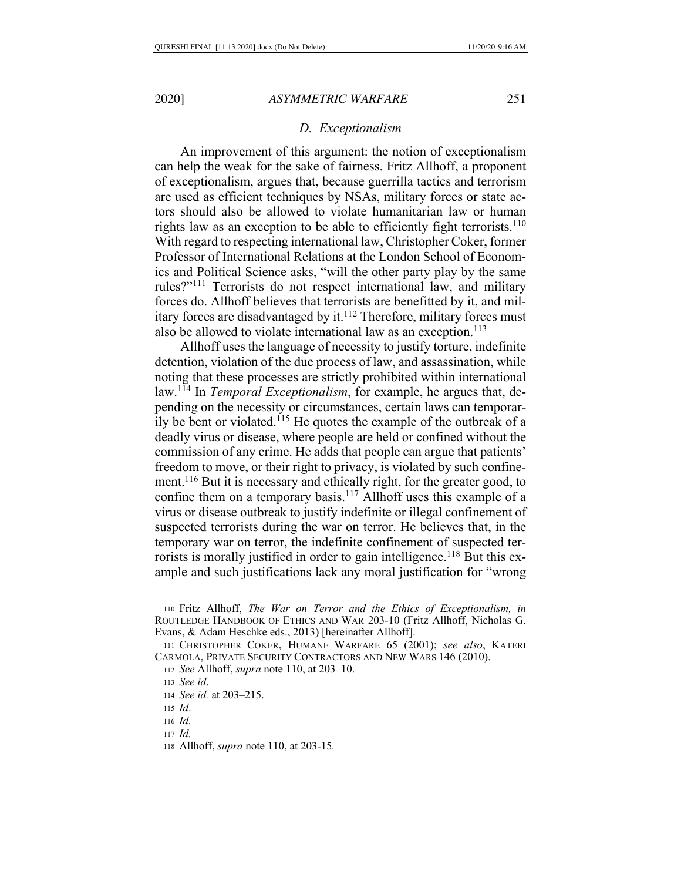### D. Exceptionalism

An improvement of this argument: the notion of exceptionalism can help the weak for the sake of fairness. Fritz Allhoff, a proponent of exceptionalism, argues that, because guerrilla tactics and terrorism are used as efficient techniques by NSAs, military forces or state actors should also be allowed to violate humanitarian law or human rights law as an exception to be able to efficiently fight terrorists.[110] With regard to respecting international law, Christopher Coker, former Professor of International Relations at the London School of Economics and Political Science asks, "will the other party play by the same rules?"[111] Terrorists do not respect international law, and military forces do. Allhoff believes that terrorists are benefitted by it, and military forces are disadvantaged by it.[112] Therefore, military forces must also be allowed to violate international law as an exception.[113]

Allhoff uses the language of necessity to justify torture, indefinite detention, violation of the due process of law, and assassination, while noting that these processes are strictly prohibited within international law.[114] In *Temporal Exceptionalism*, for example, he argues that, depending on the necessity or circumstances, certain laws can temporarily be bent or violated.[115] He quotes the example of the outbreak of a deadly virus or disease, where people are held or confined without the commission of any crime. He adds that people can argue that patients' freedom to move, or their right to privacy, is violated by such confinement.[116] But it is necessary and ethically right, for the greater good, to confine them on a temporary basis.[117] Allhoff uses this example of a virus or disease outbreak to justify indefinite or illegal confinement of suspected terrorists during the war on terror. He believes that, in the temporary war on terror, the indefinite confinement of suspected terrorists is morally justified in order to gain intelligence.[118] But this example and such justifications lack any moral justification for "wrong

---

110 Fritz Allhoff, *The War on Terror and the Ethics of Exceptionalism, in* ROUTLEDGE HANDBOOK OF ETHICS AND WAR 203-10 (Fritz Allhoff, Nicholas G. Evans, & Adam Heschke eds., 2013) [hereinafter Allhoff].

111 CHRISTOPHER COKER, HUMANE WARFARE 65 (2001); *see also*, KATERI CARMOLA, PRIVATE SECURITY CONTRACTORS AND NEW WARS 146 (2010).

112 *See* Allhoff, *supra* note 110, at 203–10.

113 *See id*.

114 *See id.* at 203–215.

115 *Id*.

116 *Id.*

117 *Id.*

118 Allhoff, *supra* note 110, at 203-15.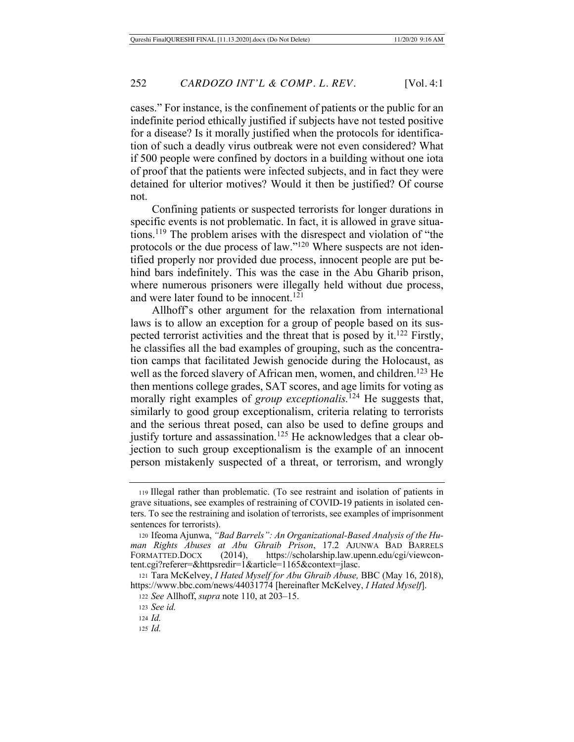cases." For instance, is the confinement of patients or the public for an indefinite period ethically justified if subjects have not tested positive for a disease? Is it morally justified when the protocols for identification of such a deadly virus outbreak were not even considered? What if 500 people were confined by doctors in a building without one iota of proof that the patients were infected subjects, and in fact they were detained for ulterior motives? Would it then be justified? Of course not.

Confining patients or suspected terrorists for longer durations in specific events is not problematic. In fact, it is allowed in grave situations.[119] The problem arises with the disrespect and violation of "the protocols or the due process of law."[120] Where suspects are not identified properly nor provided due process, innocent people are put behind bars indefinitely. This was the case in the Abu Gharib prison, where numerous prisoners were illegally held without due process, and were later found to be innocent.[121]

Allhoff's other argument for the relaxation from international laws is to allow an exception for a group of people based on its suspected terrorist activities and the threat that is posed by it.[122] Firstly, he classifies all the bad examples of grouping, such as the concentration camps that facilitated Jewish genocide during the Holocaust, as well as the forced slavery of African men, women, and children.[123] He then mentions college grades, SAT scores, and age limits for voting as morally right examples of *group exceptionalis.*[124] He suggests that, similarly to good group exceptionalism, criteria relating to terrorists and the serious threat posed, can also be used to define groups and justify torture and assassination.[125] He acknowledges that a clear objection to such group exceptionalism is the example of an innocent person mistakenly suspected of a threat, or terrorism, and wrongly

---

119 Illegal rather than problematic. (To see restraint and isolation of patients in grave situations, see examples of restraining of COVID-19 patients in isolated centers. To see the restraining and isolation of terrorists, see examples of imprisonment sentences for terrorists).

120 Ifeoma Ajunwa, *"Bad Barrels": An Organizational-Based Analysis of the Human Rights Abuses at Abu Ghraib Prison*, 17.2 AJUNWA BAD BARRELS FORMATTED.DOCX (2014), https://scholarship.law.upenn.edu/cgi/viewcontent.cgi?referer=&httpsredir=1&article=1165&context=jlasc.

121 Tara McKelvey, *I Hated Myself for Abu Ghraib Abuse,* BBC (May 16, 2018), https://www.bbc.com/news/44031774 [hereinafter McKelvey, *I Hated Myself*].

122 *See* Allhoff, *supra* note 110, at 203–15.

123 *See id.*

124 *Id.*

125 *Id.*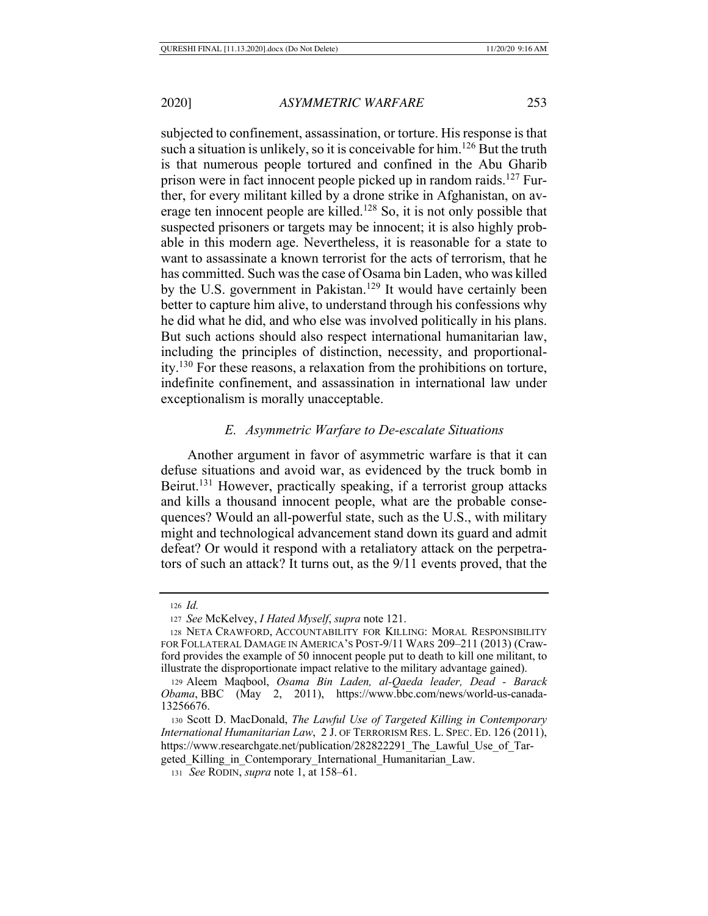subjected to confinement, assassination, or torture. His response is that such a situation is unlikely, so it is conceivable for him.[126] But the truth is that numerous people tortured and confined in the Abu Gharib prison were in fact innocent people picked up in random raids.[127] Further, for every militant killed by a drone strike in Afghanistan, on average ten innocent people are killed.[128] So, it is not only possible that suspected prisoners or targets may be innocent; it is also highly probable in this modern age. Nevertheless, it is reasonable for a state to want to assassinate a known terrorist for the acts of terrorism, that he has committed. Such was the case of Osama bin Laden, who was killed by the U.S. government in Pakistan.[129] It would have certainly been better to capture him alive, to understand through his confessions why he did what he did, and who else was involved politically in his plans. But such actions should also respect international humanitarian law, including the principles of distinction, necessity, and proportionality.[130] For these reasons, a relaxation from the prohibitions on torture, indefinite confinement, and assassination in international law under exceptionalism is morally unacceptable.

### *E. Asymmetric Warfare to De-escalate Situations*

Another argument in favor of asymmetric warfare is that it can defuse situations and avoid war, as evidenced by the truck bomb in Beirut.[131] However, practically speaking, if a terrorist group attacks and kills a thousand innocent people, what are the probable consequences? Would an all-powerful state, such as the U.S., with military might and technological advancement stand down its guard and admit defeat? Or would it respond with a retaliatory attack on the perpetrators of such an attack? It turns out, as the 9/11 events proved, that the

---

126 *Id.*

127 *See* McKelvey, *I Hated Myself*, *supra* note 121.

128 NETA CRAWFORD, ACCOUNTABILITY FOR KILLING: MORAL RESPONSIBILITY FOR FOLLATERAL DAMAGE IN AMERICA'S POST-9/11 WARS 209–211 (2013) (Crawford provides the example of 50 innocent people put to death to kill one militant, to illustrate the disproportionate impact relative to the military advantage gained).

129 Aleem Maqbool, *Osama Bin Laden, al-Qaeda leader, Dead - Barack Obama*, BBC (May 2, 2011), https://www.bbc.com/news/world-us-canada-13256676.

130 Scott D. MacDonald, *The Lawful Use of Targeted Killing in Contemporary International Humanitarian Law*, 2 J. OF TERRORISM RES. L. SPEC. ED. 126 (2011), https://www.researchgate.net/publication/282822291_The_Lawful_Use_of_Targeted_Killing_in_Contemporary_International_Humanitarian_Law.

131 *See* RODIN, *supra* note 1, at 158–61.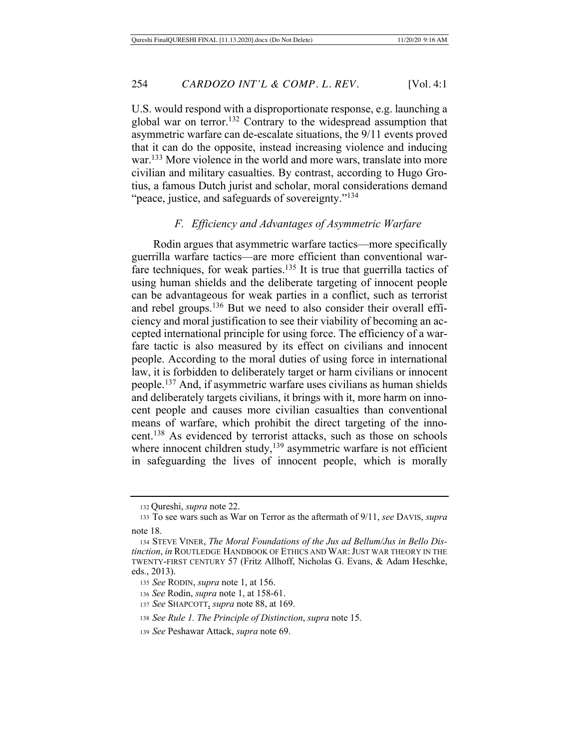U.S. would respond with a disproportionate response, e.g. launching a global war on terror.[132] Contrary to the widespread assumption that asymmetric warfare can de-escalate situations, the 9/11 events proved that it can do the opposite, instead increasing violence and inducing war.[133] More violence in the world and more wars, translate into more civilian and military casualties. By contrast, according to Hugo Grotius, a famous Dutch jurist and scholar, moral considerations demand "peace, justice, and safeguards of sovereignty."[134]

### *F. Efficiency and Advantages of Asymmetric Warfare*

Rodin argues that asymmetric warfare tactics—more specifically guerrilla warfare tactics—are more efficient than conventional warfare techniques, for weak parties.[135] It is true that guerrilla tactics of using human shields and the deliberate targeting of innocent people can be advantageous for weak parties in a conflict, such as terrorist and rebel groups.[136] But we need to also consider their overall efficiency and moral justification to see their viability of becoming an accepted international principle for using force. The efficiency of a warfare tactic is also measured by its effect on civilians and innocent people. According to the moral duties of using force in international law, it is forbidden to deliberately target or harm civilians or innocent people.[137] And, if asymmetric warfare uses civilians as human shields and deliberately targets civilians, it brings with it, more harm on innocent people and causes more civilian casualties than conventional means of warfare, which prohibit the direct targeting of the innocent.[138] As evidenced by terrorist attacks, such as those on schools where innocent children study,[139] asymmetric warfare is not efficient in safeguarding the lives of innocent people, which is morally

---

132 Qureshi, *supra* note 22.

133 To see wars such as War on Terror as the aftermath of 9/11, *see* DAVIS, *supra* note 18.

134 STEVE VINER, *The Moral Foundations of the Jus ad Bellum/Jus in Bello Distinction*, *in* ROUTLEDGE HANDBOOK OF ETHICS AND WAR: JUST WAR THEORY IN THE TWENTY-FIRST CENTURY 57 (Fritz Allhoff, Nicholas G. Evans, & Adam Heschke, eds., 2013).

135 *See* RODIN, *supra* note 1, at 156.

136 *See* Rodin, *supra* note 1, at 158-61.

137 *See* SHAPCOTT, *supra* note 88, at 169.

138 *See Rule 1. The Principle of Distinction*, *supra* note 15.

139 *See* Peshawar Attack, *supra* note 69.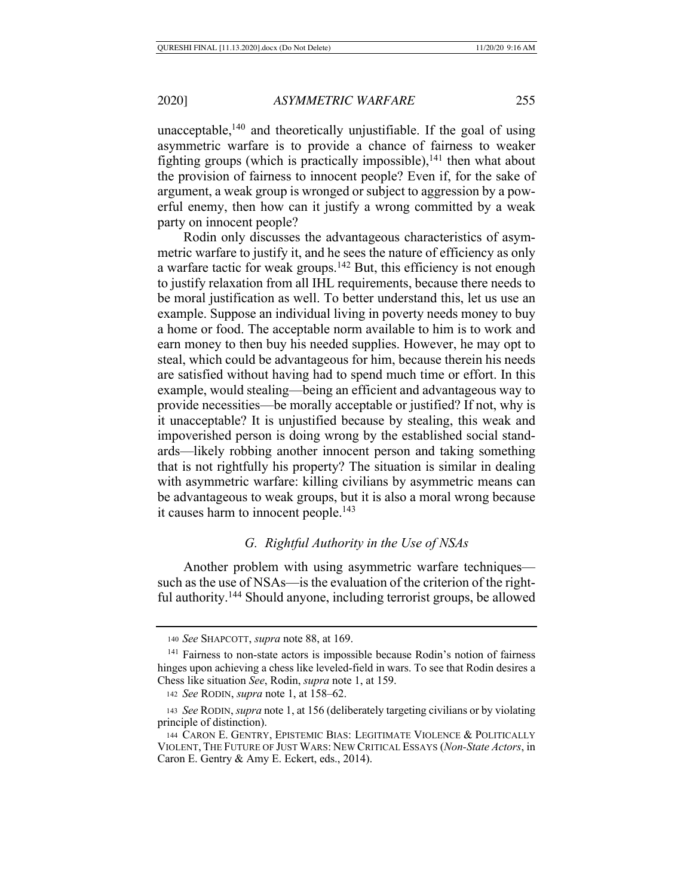unacceptable,[140] and theoretically unjustifiable. If the goal of using asymmetric warfare is to provide a chance of fairness to weaker fighting groups (which is practically impossible),[141] then what about the provision of fairness to innocent people? Even if, for the sake of argument, a weak group is wronged or subject to aggression by a powerful enemy, then how can it justify a wrong committed by a weak party on innocent people?

Rodin only discusses the advantageous characteristics of asymmetric warfare to justify it, and he sees the nature of efficiency as only a warfare tactic for weak groups.[142] But, this efficiency is not enough to justify relaxation from all IHL requirements, because there needs to be moral justification as well. To better understand this, let us use an example. Suppose an individual living in poverty needs money to buy a home or food. The acceptable norm available to him is to work and earn money to then buy his needed supplies. However, he may opt to steal, which could be advantageous for him, because therein his needs are satisfied without having had to spend much time or effort. In this example, would stealing—being an efficient and advantageous way to provide necessities—be morally acceptable or justified? If not, why is it unacceptable? It is unjustified because by stealing, this weak and impoverished person is doing wrong by the established social standards—likely robbing another innocent person and taking something that is not rightfully his property? The situation is similar in dealing with asymmetric warfare: killing civilians by asymmetric means can be advantageous to weak groups, but it is also a moral wrong because it causes harm to innocent people.[143]

### *G. Rightful Authority in the Use of NSAs*

Another problem with using asymmetric warfare techniques—such as the use of NSAs—is the evaluation of the criterion of the rightful authority.[144] Should anyone, including terrorist groups, be allowed

---

[140] *See* SHAPCOTT, *supra* note 88, at 169.

[141] Fairness to non-state actors is impossible because Rodin's notion of fairness hinges upon achieving a chess like leveled-field in wars. To see that Rodin desires a Chess like situation *See*, Rodin, *supra* note 1, at 159.

[142] *See* RODIN, *supra* note 1, at 158–62.

[143] *See* RODIN, *supra* note 1, at 156 (deliberately targeting civilians or by violating principle of distinction).

[144] CARON E. GENTRY, EPISTEMIC BIAS: LEGITIMATE VIOLENCE & POLITICALLY VIOLENT, THE FUTURE OF JUST WARS: NEW CRITICAL ESSAYS (*Non-State Actors*, in Caron E. Gentry & Amy E. Eckert, eds., 2014).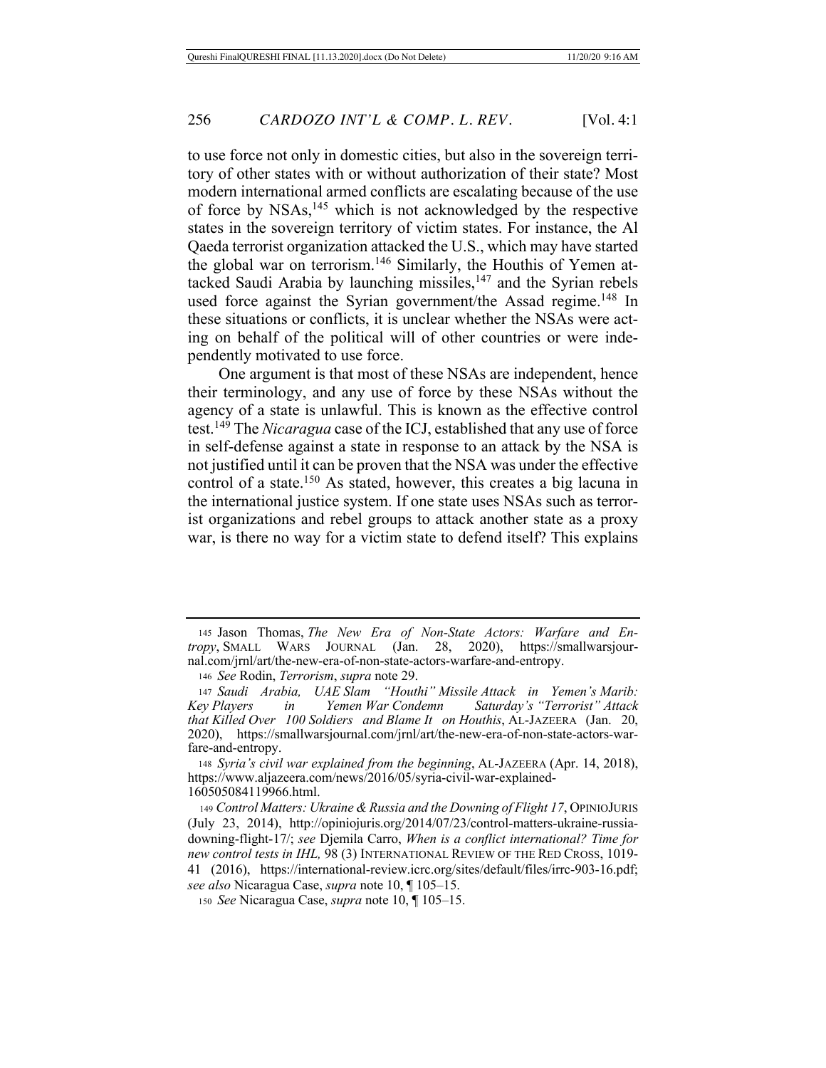to use force not only in domestic cities, but also in the sovereign territory of other states with or without authorization of their state? Most modern international armed conflicts are escalating because of the use of force by NSAs,[145] which is not acknowledged by the respective states in the sovereign territory of victim states. For instance, the Al Qaeda terrorist organization attacked the U.S., which may have started the global war on terrorism.[146] Similarly, the Houthis of Yemen attacked Saudi Arabia by launching missiles,[147] and the Syrian rebels used force against the Syrian government/the Assad regime.[148] In these situations or conflicts, it is unclear whether the NSAs were acting on behalf of the political will of other countries or were independently motivated to use force.

One argument is that most of these NSAs are independent, hence their terminology, and any use of force by these NSAs without the agency of a state is unlawful. This is known as the effective control test.[149] The *Nicaragua* case of the ICJ, established that any use of force in self-defense against a state in response to an attack by the NSA is not justified until it can be proven that the NSA was under the effective control of a state.[150] As stated, however, this creates a big lacuna in the international justice system. If one state uses NSAs such as terrorist organizations and rebel groups to attack another state as a proxy war, is there no way for a victim state to defend itself? This explains

---

145 Jason Thomas, *The New Era of Non-State Actors: Warfare and Entropy*, SMALL WARS JOURNAL (Jan. 28, 2020), https://smallwarsjournal.com/jrnl/art/the-new-era-of-non-state-actors-warfare-and-entropy.

146 *See* Rodin, *Terrorism*, *supra* note 29.

147 *Saudi Arabia, UAE Slam "Houthi" Missile Attack in Yemen's Marib: Key Players in Yemen War Condemn Saturday's "Terrorist" Attack that Killed Over 100 Soldiers and Blame It on Houthis*, AL-JAZEERA (Jan. 20, 2020), https://smallwarsjournal.com/jrnl/art/the-new-era-of-non-state-actors-warfare-and-entropy.

148 *Syria's civil war explained from the beginning*, AL-JAZEERA (Apr. 14, 2018), https://www.aljazeera.com/news/2016/05/syria-civil-war-explained-160505084119966.html.

149 *Control Matters: Ukraine & Russia and the Downing of Flight 17*, OPINIOJURIS (July 23, 2014), http://opiniojuris.org/2014/07/23/control-matters-ukraine-russia-downing-flight-17/; *see* Djemila Carro, *When is a conflict international? Time for new control tests in IHL,* 98 (3) INTERNATIONAL REVIEW OF THE RED CROSS, 1019-41 (2016), https://international-review.icrc.org/sites/default/files/irrc-903-16.pdf; *see also* Nicaragua Case, *supra* note 10, ¶ 105–15.

150 *See* Nicaragua Case, *supra* note 10, ¶ 105–15.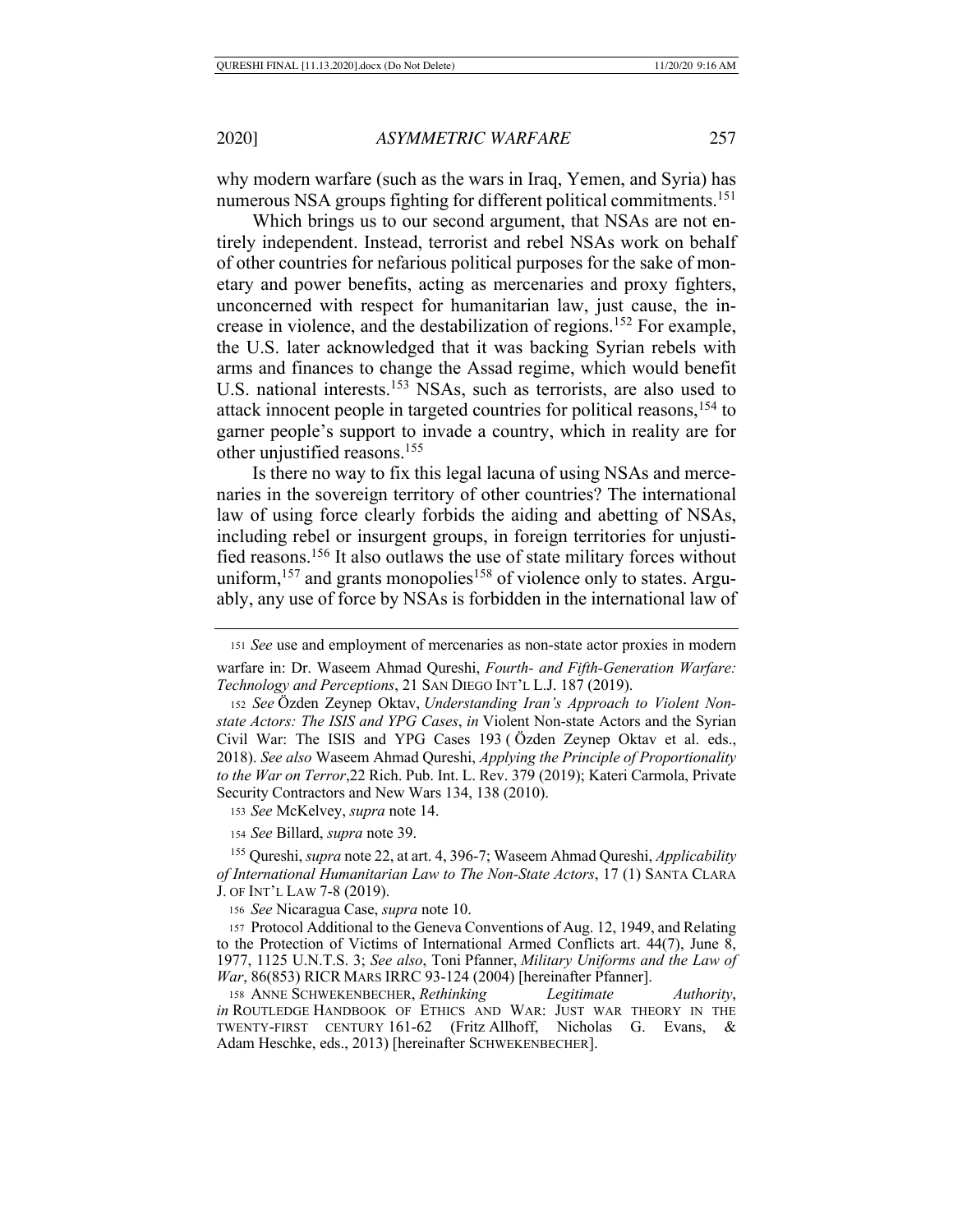why modern warfare (such as the wars in Iraq, Yemen, and Syria) has numerous NSA groups fighting for different political commitments.[151]

Which brings us to our second argument, that NSAs are not entirely independent. Instead, terrorist and rebel NSAs work on behalf of other countries for nefarious political purposes for the sake of monetary and power benefits, acting as mercenaries and proxy fighters, unconcerned with respect for humanitarian law, just cause, the increase in violence, and the destabilization of regions.[152] For example, the U.S. later acknowledged that it was backing Syrian rebels with arms and finances to change the Assad regime, which would benefit U.S. national interests.[153] NSAs, such as terrorists, are also used to attack innocent people in targeted countries for political reasons,[154] to garner people's support to invade a country, which in reality are for other unjustified reasons.[155]

Is there no way to fix this legal lacuna of using NSAs and mercenaries in the sovereign territory of other countries? The international law of using force clearly forbids the aiding and abetting of NSAs, including rebel or insurgent groups, in foreign territories for unjustified reasons.[156] It also outlaws the use of state military forces without uniform,[157] and grants monopolies[158] of violence only to states. Arguably, any use of force by NSAs is forbidden in the international law of

---

[151] *See* use and employment of mercenaries as non-state actor proxies in modern warfare in: Dr. Waseem Ahmad Qureshi, *Fourth- and Fifth-Generation Warfare: Technology and Perceptions*, 21 SAN DIEGO INT'L L.J. 187 (2019).

[152] *See* Özden Zeynep Oktav, *Understanding Iran's Approach to Violent Non-state Actors: The ISIS and YPG Cases*, *in* Violent Non-state Actors and the Syrian Civil War: The ISIS and YPG Cases 193 ( Özden Zeynep Oktav et al. eds., 2018). *See also* Waseem Ahmad Qureshi, *Applying the Principle of Proportionality to the War on Terror*,22 Rich. Pub. Int. L. Rev. 379 (2019); Kateri Carmola, Private Security Contractors and New Wars 134, 138 (2010).

[153] *See* McKelvey, *supra* note 14.

[154] *See* Billard, *supra* note 39.

[155] Qureshi, *supra* note 22, at art. 4, 396-7; Waseem Ahmad Qureshi, *Applicability of International Humanitarian Law to The Non-State Actors*, 17 (1) SANTA CLARA J. OF INT'L LAW 7-8 (2019).

[156] *See* Nicaragua Case, *supra* note 10.

[157] Protocol Additional to the Geneva Conventions of Aug. 12, 1949, and Relating to the Protection of Victims of International Armed Conflicts art. 44(7), June 8, 1977, 1125 U.N.T.S. 3; *See also*, Toni Pfanner, *Military Uniforms and the Law of War*, 86(853) RICR MARS IRRC 93-124 (2004) [hereinafter Pfanner].

[158] ANNE SCHWEKENBECHER, *Rethinking Legitimate Authority*, *in* ROUTLEDGE HANDBOOK OF ETHICS AND WAR: JUST WAR THEORY IN THE TWENTY-FIRST CENTURY 161-62 (Fritz Allhoff, Nicholas G. Evans, & Adam Heschke, eds., 2013) [hereinafter SCHWEKENBECHER].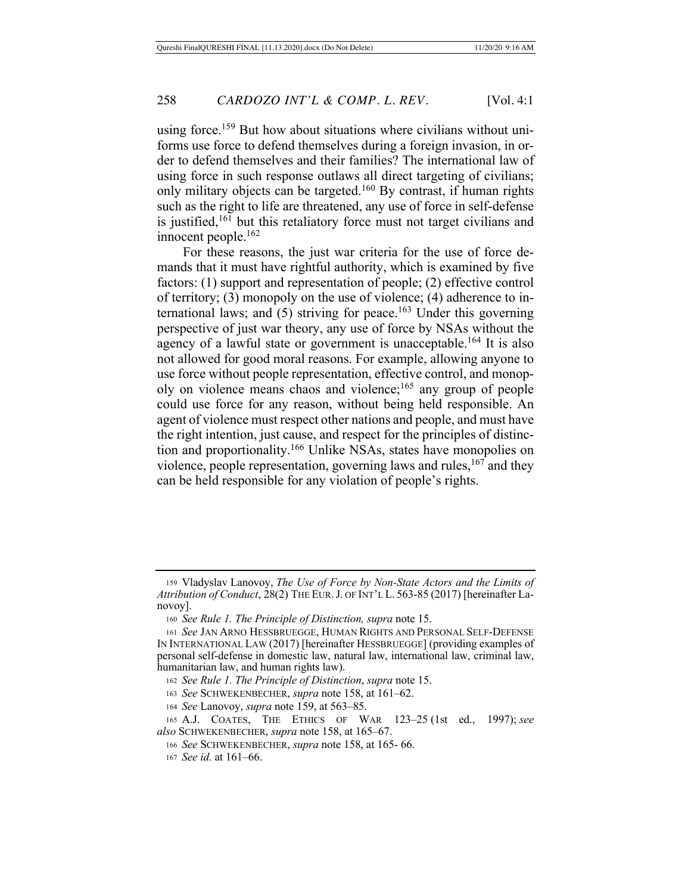using force.[159] But how about situations where civilians without uniforms use force to defend themselves during a foreign invasion, in order to defend themselves and their families? The international law of using force in such response outlaws all direct targeting of civilians; only military objects can be targeted.[160] By contrast, if human rights such as the right to life are threatened, any use of force in self-defense is justified,[161] but this retaliatory force must not target civilians and innocent people.[162]

For these reasons, the just war criteria for the use of force demands that it must have rightful authority, which is examined by five factors: (1) support and representation of people; (2) effective control of territory; (3) monopoly on the use of violence; (4) adherence to international laws; and (5) striving for peace.[163] Under this governing perspective of just war theory, any use of force by NSAs without the agency of a lawful state or government is unacceptable.[164] It is also not allowed for good moral reasons. For example, allowing anyone to use force without people representation, effective control, and monopoly on violence means chaos and violence;[165] any group of people could use force for any reason, without being held responsible. An agent of violence must respect other nations and people, and must have the right intention, just cause, and respect for the principles of distinction and proportionality.[166] Unlike NSAs, states have monopolies on violence, people representation, governing laws and rules,[167] and they can be held responsible for any violation of people's rights.

---

159 Vladyslav Lanovoy, *The Use of Force by Non-State Actors and the Limits of Attribution of Conduct*, 28(2) THE EUR. J. OF INT'L L. 563-85 (2017) [hereinafter Lanovoy].

160 *See Rule 1. The Principle of Distinction, supra* note 15.

161 *See* JAN ARNO HESSBRUEGGE, HUMAN RIGHTS AND PERSONAL SELF-DEFENSE IN INTERNATIONAL LAW (2017) [hereinafter HESSBRUEGGE] (providing examples of personal self-defense in domestic law, natural law, international law, criminal law, humanitarian law, and human rights law).

162 *See Rule 1. The Principle of Distinction*, *supra* note 15.

163 *See* SCHWEKENBECHER, *supra* note 158, at 161–62.

164 *See* Lanovoy, *supra* note 159, at 563–85.

165 A.J. COATES, THE ETHICS OF WAR 123–25 (1st ed., 1997); *see also* SCHWEKENBECHER, *supra* note 158, at 165–67.

166 *See* SCHWEKENBECHER, *supra* note 158, at 165- 66.

167 *See id.* at 161–66.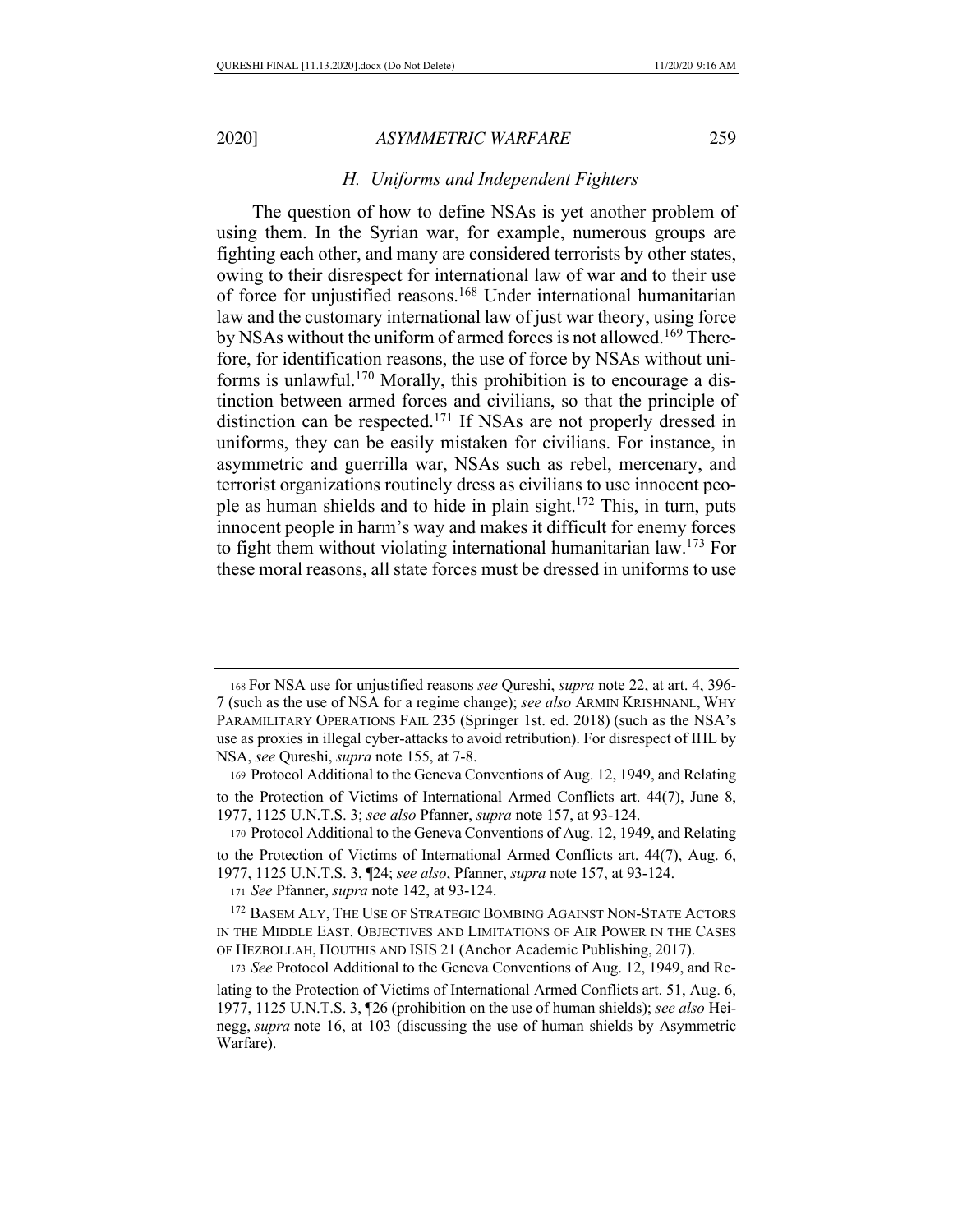### *H. Uniforms and Independent Fighters*

The question of how to define NSAs is yet another problem of using them. In the Syrian war, for example, numerous groups are fighting each other, and many are considered terrorists by other states, owing to their disrespect for international law of war and to their use of force for unjustified reasons.[168] Under international humanitarian law and the customary international law of just war theory, using force by NSAs without the uniform of armed forces is not allowed.[169] Therefore, for identification reasons, the use of force by NSAs without uniforms is unlawful.[170] Morally, this prohibition is to encourage a distinction between armed forces and civilians, so that the principle of distinction can be respected.[171] If NSAs are not properly dressed in uniforms, they can be easily mistaken for civilians. For instance, in asymmetric and guerrilla war, NSAs such as rebel, mercenary, and terrorist organizations routinely dress as civilians to use innocent people as human shields and to hide in plain sight.[172] This, in turn, puts innocent people in harm's way and makes it difficult for enemy forces to fight them without violating international humanitarian law.[173] For these moral reasons, all state forces must be dressed in uniforms to use

---

168 For NSA use for unjustified reasons *see* Qureshi, *supra* note 22, at art. 4, 396-7 (such as the use of NSA for a regime change); *see also* ARMIN KRISHNANL, WHY PARAMILITARY OPERATIONS FAIL 235 (Springer 1st. ed. 2018) (such as the NSA's use as proxies in illegal cyber-attacks to avoid retribution). For disrespect of IHL by NSA, *see* Qureshi, *supra* note 155, at 7-8.

169 Protocol Additional to the Geneva Conventions of Aug. 12, 1949, and Relating to the Protection of Victims of International Armed Conflicts art. 44(7), June 8, 1977, 1125 U.N.T.S. 3; *see also* Pfanner, *supra* note 157, at 93-124.

170 Protocol Additional to the Geneva Conventions of Aug. 12, 1949, and Relating to the Protection of Victims of International Armed Conflicts art. 44(7), Aug. 6, 1977, 1125 U.N.T.S. 3, ¶24; *see also*, Pfanner, *supra* note 157, at 93-124.

171 *See* Pfanner, *supra* note 142, at 93-124.

172 BASEM ALY, THE USE OF STRATEGIC BOMBING AGAINST NON-STATE ACTORS IN THE MIDDLE EAST. OBJECTIVES AND LIMITATIONS OF AIR POWER IN THE CASES OF HEZBOLLAH, HOUTHIS AND ISIS 21 (Anchor Academic Publishing, 2017).

173 *See* Protocol Additional to the Geneva Conventions of Aug. 12, 1949, and Relating to the Protection of Victims of International Armed Conflicts art. 51, Aug. 6, 1977, 1125 U.N.T.S. 3, ¶26 (prohibition on the use of human shields); *see also* Heinegg, *supra* note 16, at 103 (discussing the use of human shields by Asymmetric Warfare).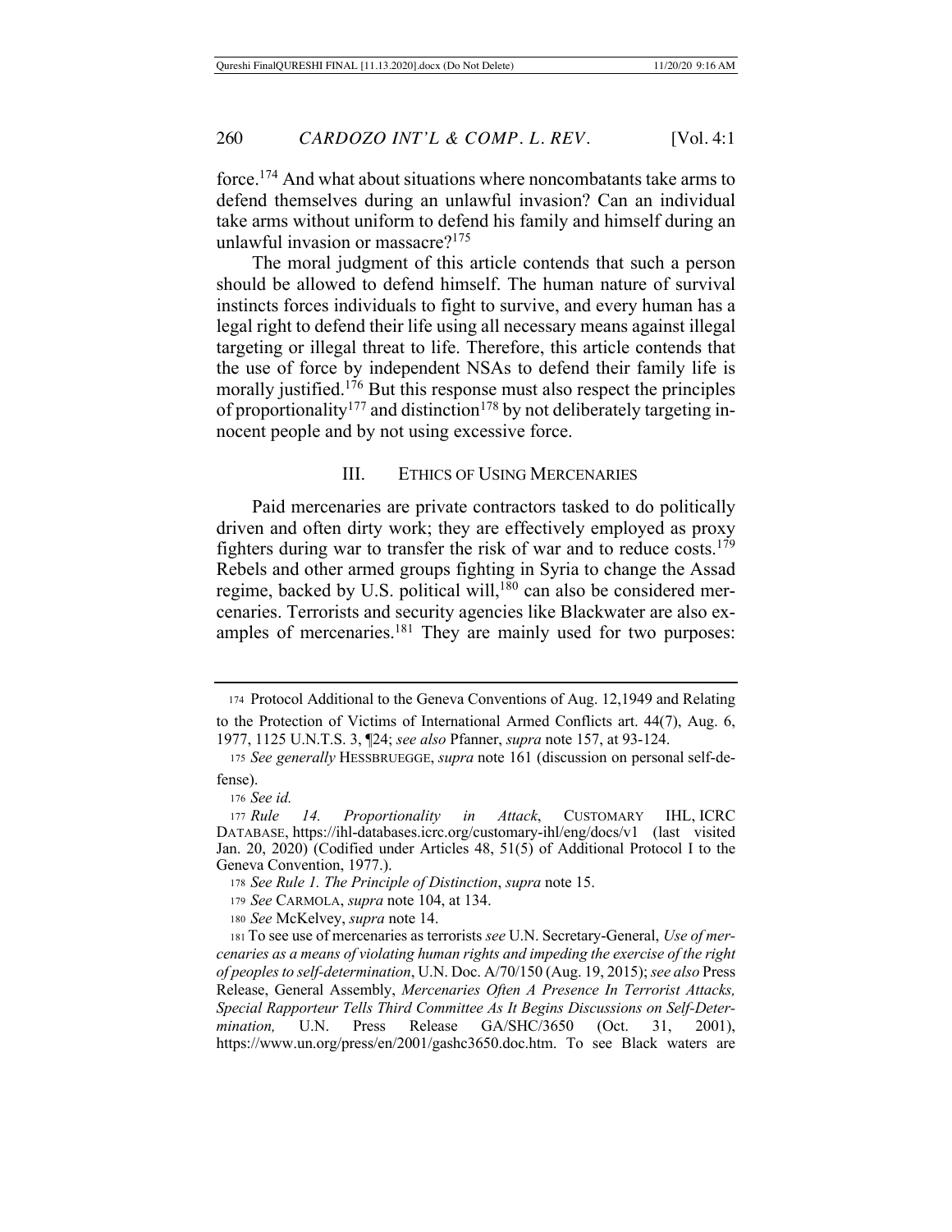force.[174] And what about situations where noncombatants take arms to defend themselves during an unlawful invasion? Can an individual take arms without uniform to defend his family and himself during an unlawful invasion or massacre?[175]

The moral judgment of this article contends that such a person should be allowed to defend himself. The human nature of survival instincts forces individuals to fight to survive, and every human has a legal right to defend their life using all necessary means against illegal targeting or illegal threat to life. Therefore, this article contends that the use of force by independent NSAs to defend their family life is morally justified.[176] But this response must also respect the principles of proportionality[177] and distinction[178] by not deliberately targeting innocent people and by not using excessive force.

## III. ETHICS OF USING MERCENARIES

Paid mercenaries are private contractors tasked to do politically driven and often dirty work; they are effectively employed as proxy fighters during war to transfer the risk of war and to reduce costs.[179] Rebels and other armed groups fighting in Syria to change the Assad regime, backed by U.S. political will,[180] can also be considered mercenaries. Terrorists and security agencies like Blackwater are also examples of mercenaries.[181] They are mainly used for two purposes:

---

174 Protocol Additional to the Geneva Conventions of Aug. 12,1949 and Relating to the Protection of Victims of International Armed Conflicts art. 44(7), Aug. 6, 1977, 1125 U.N.T.S. 3, ¶24; *see also* Pfanner, *supra* note 157, at 93-124.

175 *See generally* HESSBRUEGGE, *supra* note 161 (discussion on personal self-defense).

176 *See id.*

177 *Rule 14. Proportionality in Attack*, CUSTOMARY IHL, ICRC DATABASE, https://ihl-databases.icrc.org/customary-ihl/eng/docs/v1 (last visited Jan. 20, 2020) (Codified under Articles 48, 51(5) of Additional Protocol I to the Geneva Convention, 1977.).

178 *See Rule 1. The Principle of Distinction*, *supra* note 15.

179 *See* CARMOLA, *supra* note 104, at 134.

180 *See* McKelvey, *supra* note 14.

181 To see use of mercenaries as terrorists *see* U.N. Secretary-General, *Use of mercenaries as a means of violating human rights and impeding the exercise of the right of peoples to self-determination*, U.N. Doc. A/70/150 (Aug. 19, 2015); *see also* Press Release, General Assembly, *Mercenaries Often A Presence In Terrorist Attacks, Special Rapporteur Tells Third Committee As It Begins Discussions on Self-Determination,* U.N. Press Release GA/SHC/3650 (Oct. 31, 2001), https://www.un.org/press/en/2001/gashc3650.doc.htm. To see Black waters are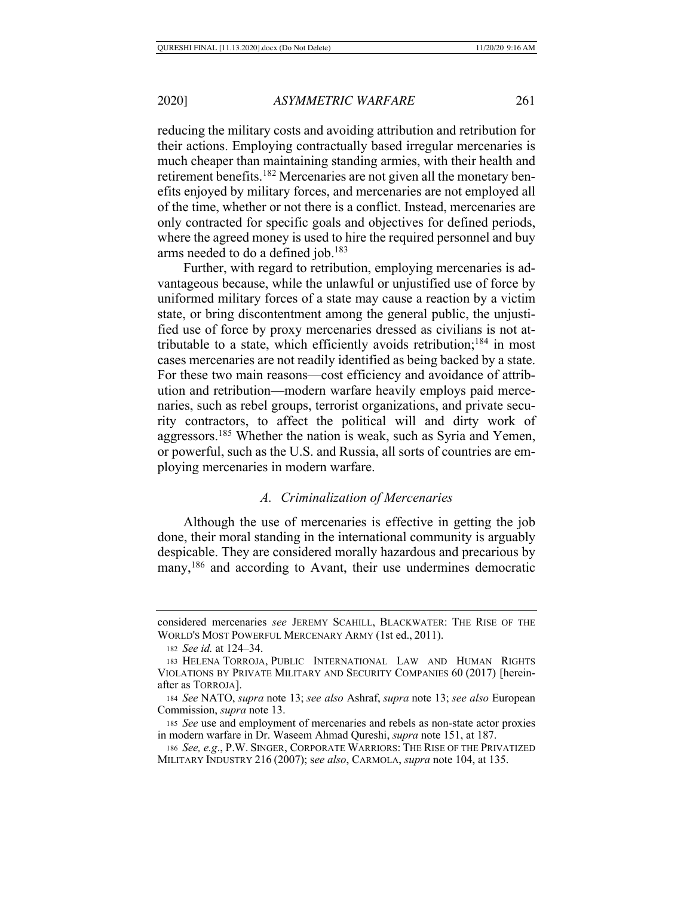reducing the military costs and avoiding attribution and retribution for their actions. Employing contractually based irregular mercenaries is much cheaper than maintaining standing armies, with their health and retirement benefits.[182] Mercenaries are not given all the monetary benefits enjoyed by military forces, and mercenaries are not employed all of the time, whether or not there is a conflict. Instead, mercenaries are only contracted for specific goals and objectives for defined periods, where the agreed money is used to hire the required personnel and buy arms needed to do a defined job.[183]

Further, with regard to retribution, employing mercenaries is advantageous because, while the unlawful or unjustified use of force by uniformed military forces of a state may cause a reaction by a victim state, or bring discontentment among the general public, the unjustified use of force by proxy mercenaries dressed as civilians is not attributable to a state, which efficiently avoids retribution;[184] in most cases mercenaries are not readily identified as being backed by a state. For these two main reasons—cost efficiency and avoidance of attribution and retribution—modern warfare heavily employs paid mercenaries, such as rebel groups, terrorist organizations, and private security contractors, to affect the political will and dirty work of aggressors.[185] Whether the nation is weak, such as Syria and Yemen, or powerful, such as the U.S. and Russia, all sorts of countries are employing mercenaries in modern warfare.

### *A. Criminalization of Mercenaries*

Although the use of mercenaries is effective in getting the job done, their moral standing in the international community is arguably despicable. They are considered morally hazardous and precarious by many,[186] and according to Avant, their use undermines democratic

---

considered mercenaries *see* JEREMY SCAHILL, BLACKWATER: THE RISE OF THE WORLD'S MOST POWERFUL MERCENARY ARMY (1st ed., 2011).

182 *See id.* at 124–34.

183 HELENA TORROJA, PUBLIC INTERNATIONAL LAW AND HUMAN RIGHTS VIOLATIONS BY PRIVATE MILITARY AND SECURITY COMPANIES 60 (2017) [hereinafter as TORROJA].

184 *See* NATO, *supra* note 13; *see also* Ashraf, *supra* note 13; *see also* European Commission, *supra* note 13.

185 *See* use and employment of mercenaries and rebels as non-state actor proxies in modern warfare in Dr. Waseem Ahmad Qureshi, *supra* note 151, at 187.

186 *See, e.g*., P.W. SINGER, CORPORATE WARRIORS: THE RISE OF THE PRIVATIZED MILITARY INDUSTRY 216 (2007); s*ee also*, CARMOLA, *supra* note 104, at 135.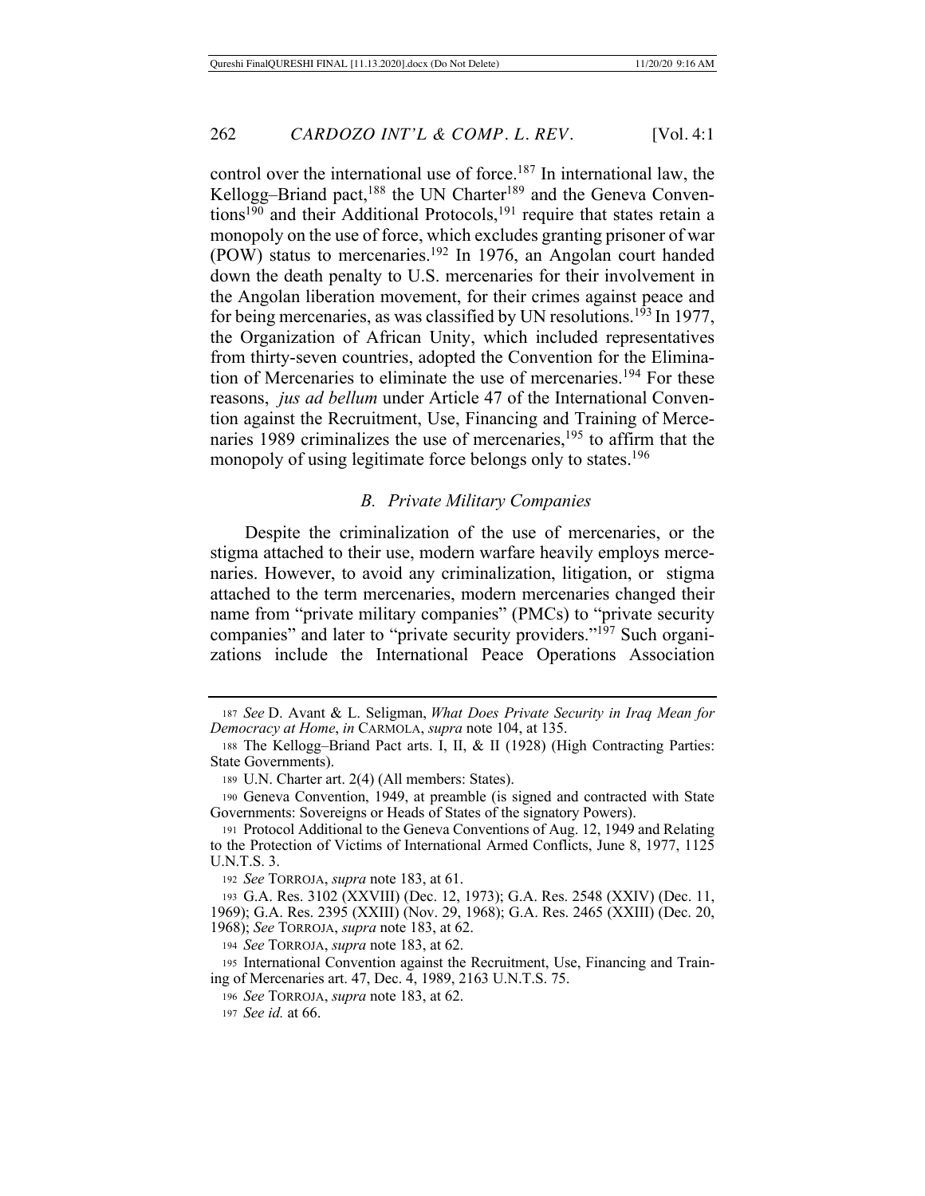control over the international use of force.[187] In international law, the Kellogg–Briand pact,[188] the UN Charter[189] and the Geneva Conventions[190] and their Additional Protocols,[191] require that states retain a monopoly on the use of force, which excludes granting prisoner of war (POW) status to mercenaries.[192] In 1976, an Angolan court handed down the death penalty to U.S. mercenaries for their involvement in the Angolan liberation movement, for their crimes against peace and for being mercenaries, as was classified by UN resolutions.[193] In 1977, the Organization of African Unity, which included representatives from thirty-seven countries, adopted the Convention for the Elimination of Mercenaries to eliminate the use of mercenaries.[194] For these reasons, *jus ad bellum* under Article 47 of the International Convention against the Recruitment, Use, Financing and Training of Mercenaries 1989 criminalizes the use of mercenaries,[195] to affirm that the monopoly of using legitimate force belongs only to states.[196]

### *B. Private Military Companies*

Despite the criminalization of the use of mercenaries, or the stigma attached to their use, modern warfare heavily employs mercenaries. However, to avoid any criminalization, litigation, or stigma attached to the term mercenaries, modern mercenaries changed their name from "private military companies" (PMCs) to "private security companies" and later to "private security providers."[197] Such organizations include the International Peace Operations Association

---

187 *See* D. Avant & L. Seligman, *What Does Private Security in Iraq Mean for Democracy at Home*, *in* CARMOLA, *supra* note 104, at 135.

188 The Kellogg–Briand Pact arts. I, II, & II (1928) (High Contracting Parties: State Governments).

189 U.N. Charter art. 2(4) (All members: States).

190 Geneva Convention, 1949, at preamble (is signed and contracted with State Governments: Sovereigns or Heads of States of the signatory Powers).

191 Protocol Additional to the Geneva Conventions of Aug. 12, 1949 and Relating to the Protection of Victims of International Armed Conflicts, June 8, 1977, 1125 U.N.T.S. 3.

192 *See* TORROJA, *supra* note 183, at 61.

193 G.A. Res. 3102 (XXVIII) (Dec. 12, 1973); G.A. Res. 2548 (XXIV) (Dec. 11, 1969); G.A. Res. 2395 (XXIII) (Nov. 29, 1968); G.A. Res. 2465 (XXIII) (Dec. 20, 1968); *See* TORROJA, *supra* note 183, at 62.

194 *See* TORROJA, *supra* note 183, at 62.

195 International Convention against the Recruitment, Use, Financing and Training of Mercenaries art. 47, Dec. 4, 1989, 2163 U.N.T.S. 75.

196 *See* TORROJA, *supra* note 183, at 62.

197 *See id.* at 66.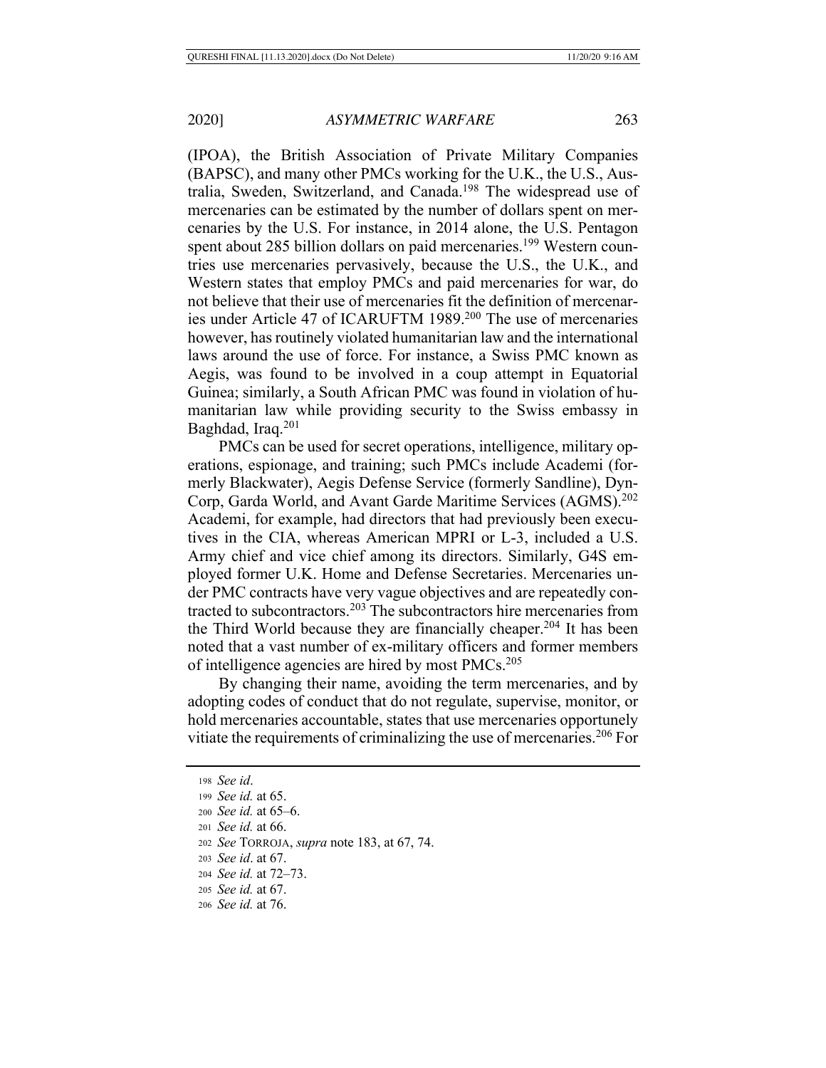(IPOA), the British Association of Private Military Companies (BAPSC), and many other PMCs working for the U.K., the U.S., Australia, Sweden, Switzerland, and Canada.[198] The widespread use of mercenaries can be estimated by the number of dollars spent on mercenaries by the U.S. For instance, in 2014 alone, the U.S. Pentagon spent about 285 billion dollars on paid mercenaries.[199] Western countries use mercenaries pervasively, because the U.S., the U.K., and Western states that employ PMCs and paid mercenaries for war, do not believe that their use of mercenaries fit the definition of mercenaries under Article 47 of ICARUFTM 1989.[200] The use of mercenaries however, has routinely violated humanitarian law and the international laws around the use of force. For instance, a Swiss PMC known as Aegis, was found to be involved in a coup attempt in Equatorial Guinea; similarly, a South African PMC was found in violation of humanitarian law while providing security to the Swiss embassy in Baghdad, Iraq.[201]

PMCs can be used for secret operations, intelligence, military operations, espionage, and training; such PMCs include Academi (formerly Blackwater), Aegis Defense Service (formerly Sandline), DynCorp, Garda World, and Avant Garde Maritime Services (AGMS).[202] Academi, for example, had directors that had previously been executives in the CIA, whereas American MPRI or L-3, included a U.S. Army chief and vice chief among its directors. Similarly, G4S employed former U.K. Home and Defense Secretaries. Mercenaries under PMC contracts have very vague objectives and are repeatedly contracted to subcontractors.[203] The subcontractors hire mercenaries from the Third World because they are financially cheaper.[204] It has been noted that a vast number of ex-military officers and former members of intelligence agencies are hired by most PMCs.[205]

By changing their name, avoiding the term mercenaries, and by adopting codes of conduct that do not regulate, supervise, monitor, or hold mercenaries accountable, states that use mercenaries opportunely vitiate the requirements of criminalizing the use of mercenaries.[206] For

---

198 *See id*.

199 *See id.* at 65.

200 *See id.* at 65–6.

201 *See id.* at 66.

202 *See* TORROJA, *supra* note 183, at 67, 74.

203 *See id*. at 67.

204 *See id.* at 72–73.

205 *See id.* at 67.

206 *See id.* at 76.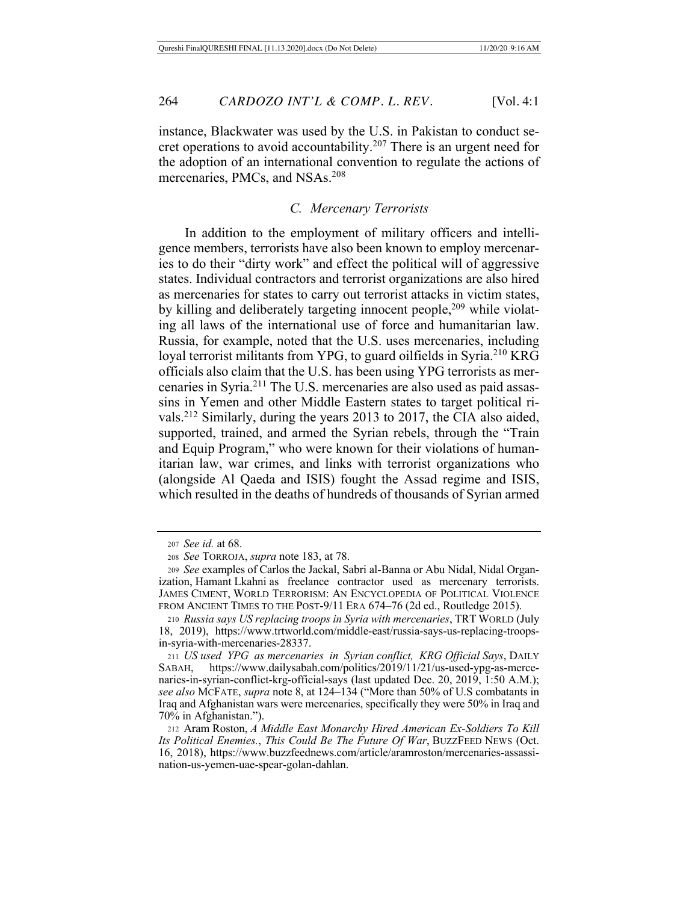instance, Blackwater was used by the U.S. in Pakistan to conduct secret operations to avoid accountability.[207] There is an urgent need for the adoption of an international convention to regulate the actions of mercenaries, PMCs, and NSAs.[208]

### *C. Mercenary Terrorists*

In addition to the employment of military officers and intelligence members, terrorists have also been known to employ mercenaries to do their "dirty work" and effect the political will of aggressive states. Individual contractors and terrorist organizations are also hired as mercenaries for states to carry out terrorist attacks in victim states, by killing and deliberately targeting innocent people,[209] while violating all laws of the international use of force and humanitarian law. Russia, for example, noted that the U.S. uses mercenaries, including loyal terrorist militants from YPG, to guard oilfields in Syria.[210] KRG officials also claim that the U.S. has been using YPG terrorists as mercenaries in Syria.[211] The U.S. mercenaries are also used as paid assassins in Yemen and other Middle Eastern states to target political rivals.[212] Similarly, during the years 2013 to 2017, the CIA also aided, supported, trained, and armed the Syrian rebels, through the "Train and Equip Program," who were known for their violations of humanitarian law, war crimes, and links with terrorist organizations who (alongside Al Qaeda and ISIS) fought the Assad regime and ISIS, which resulted in the deaths of hundreds of thousands of Syrian armed

---

[207] *See id.* at 68.

[208] *See* TORROJA, *supra* note 183, at 78.

[209] *See* examples of Carlos the Jackal, Sabri al-Banna or Abu Nidal, Nidal Organization, Hamant Lkahni as freelance contractor used as mercenary terrorists. JAMES CIMENT, WORLD TERRORISM: AN ENCYCLOPEDIA OF POLITICAL VIOLENCE FROM ANCIENT TIMES TO THE POST-9/11 ERA 674–76 (2d ed., Routledge 2015).

[210] *Russia says US replacing troops in Syria with mercenaries*, TRT WORLD (July 18, 2019), https://www.trtworld.com/middle-east/russia-says-us-replacing-troops-in-syria-with-mercenaries-28337.

[211] *US used YPG as mercenaries in Syrian conflict, KRG Official Says*, DAILY SABAH, https://www.dailysabah.com/politics/2019/11/21/us-used-ypg-as-mercenaries-in-syrian-conflict-krg-official-says (last updated Dec. 20, 2019, 1:50 A.M.); *see also* MCFATE, *supra* note 8, at 124–134 ("More than 50% of U.S combatants in Iraq and Afghanistan wars were mercenaries, specifically they were 50% in Iraq and 70% in Afghanistan.").

[212] Aram Roston, *A Middle East Monarchy Hired American Ex-Soldiers To Kill Its Political Enemies.*, *This Could Be The Future Of War*, BUZZFEED NEWS (Oct. 16, 2018), https://www.buzzfeednews.com/article/aramroston/mercenaries-assassination-us-yemen-uae-spear-golan-dahlan.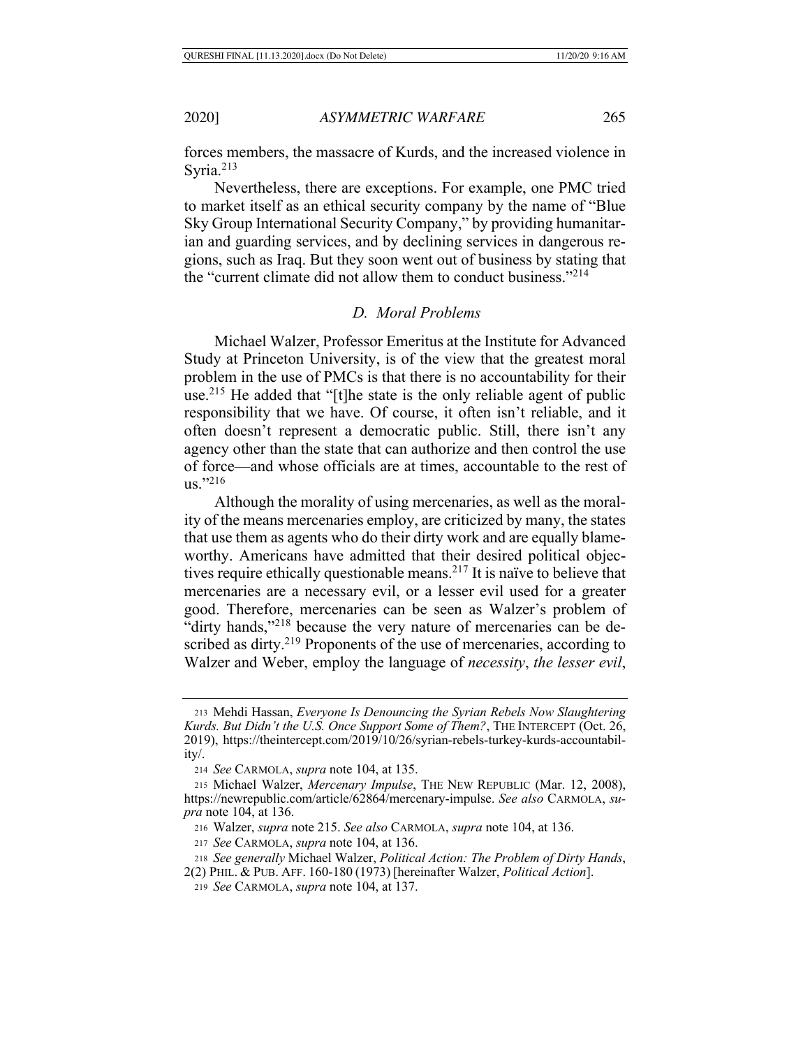forces members, the massacre of Kurds, and the increased violence in Syria.[213]

Nevertheless, there are exceptions. For example, one PMC tried to market itself as an ethical security company by the name of "Blue Sky Group International Security Company," by providing humanitarian and guarding services, and by declining services in dangerous regions, such as Iraq. But they soon went out of business by stating that the "current climate did not allow them to conduct business."[214]

### *D. Moral Problems*

Michael Walzer, Professor Emeritus at the Institute for Advanced Study at Princeton University, is of the view that the greatest moral problem in the use of PMCs is that there is no accountability for their use.[215] He added that "[t]he state is the only reliable agent of public responsibility that we have. Of course, it often isn't reliable, and it often doesn't represent a democratic public. Still, there isn't any agency other than the state that can authorize and then control the use of force—and whose officials are at times, accountable to the rest of us."[216]

Although the morality of using mercenaries, as well as the morality of the means mercenaries employ, are criticized by many, the states that use them as agents who do their dirty work and are equally blameworthy. Americans have admitted that their desired political objectives require ethically questionable means.[217] It is naïve to believe that mercenaries are a necessary evil, or a lesser evil used for a greater good. Therefore, mercenaries can be seen as Walzer's problem of "dirty hands,"[218] because the very nature of mercenaries can be described as dirty.[219] Proponents of the use of mercenaries, according to Walzer and Weber, employ the language of *necessity*, *the lesser evil*,

---

213 Mehdi Hassan, *Everyone Is Denouncing the Syrian Rebels Now Slaughtering Kurds. But Didn't the U.S. Once Support Some of Them?*, THE INTERCEPT (Oct. 26, 2019), https://theintercept.com/2019/10/26/syrian-rebels-turkey-kurds-accountability/.

214 *See* CARMOLA, *supra* note 104, at 135.

215 Michael Walzer, *Mercenary Impulse*, THE NEW REPUBLIC (Mar. 12, 2008), https://newrepublic.com/article/62864/mercenary-impulse. *See also* CARMOLA, *supra* note 104, at 136.

216 Walzer, *supra* note 215. *See also* CARMOLA, *supra* note 104, at 136.

217 *See* CARMOLA, *supra* note 104, at 136.

218 *See generally* Michael Walzer, *Political Action: The Problem of Dirty Hands*, 2(2) PHIL. & PUB. AFF. 160-180 (1973) [hereinafter Walzer, *Political Action*].

219 *See* CARMOLA, *supra* note 104, at 137.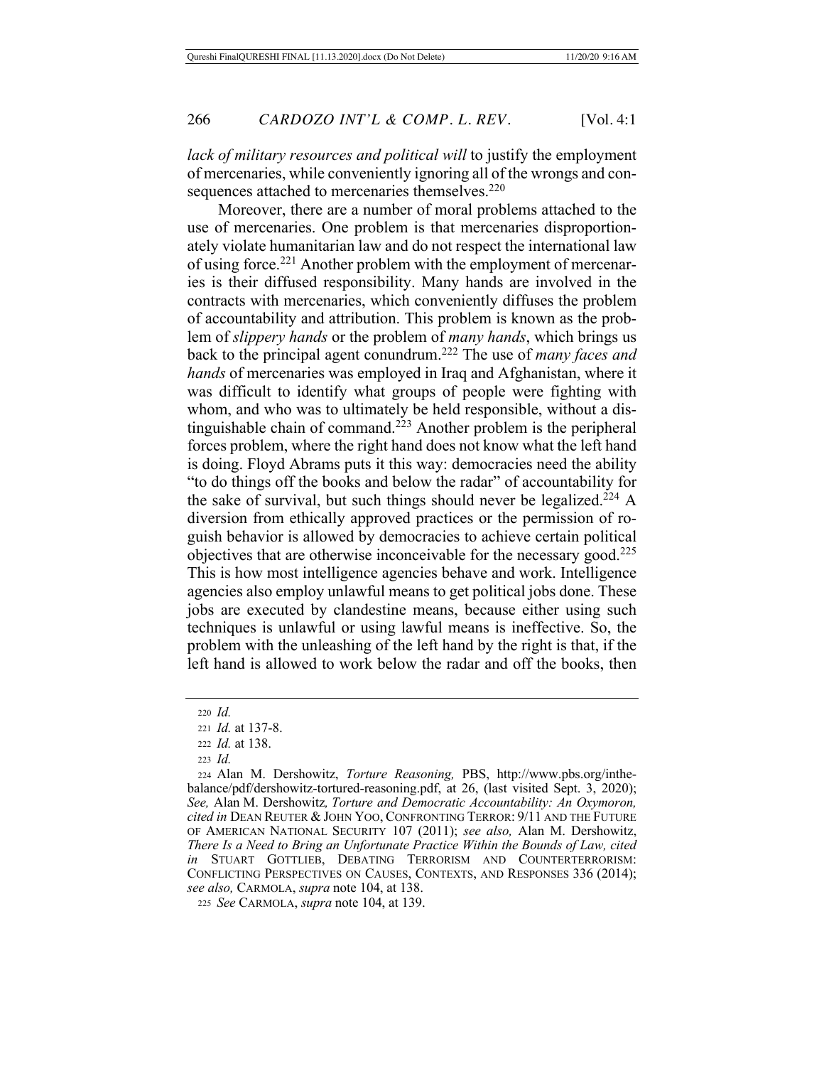*lack of military resources and political will* to justify the employment of mercenaries, while conveniently ignoring all of the wrongs and consequences attached to mercenaries themselves.[220]

Moreover, there are a number of moral problems attached to the use of mercenaries. One problem is that mercenaries disproportionately violate humanitarian law and do not respect the international law of using force.[221] Another problem with the employment of mercenaries is their diffused responsibility. Many hands are involved in the contracts with mercenaries, which conveniently diffuses the problem of accountability and attribution. This problem is known as the problem of *slippery hands* or the problem of *many hands*, which brings us back to the principal agent conundrum.[222] The use of *many faces and hands* of mercenaries was employed in Iraq and Afghanistan, where it was difficult to identify what groups of people were fighting with whom, and who was to ultimately be held responsible, without a distinguishable chain of command.[223] Another problem is the peripheral forces problem, where the right hand does not know what the left hand is doing. Floyd Abrams puts it this way: democracies need the ability "to do things off the books and below the radar" of accountability for the sake of survival, but such things should never be legalized.[224] A diversion from ethically approved practices or the permission of roguish behavior is allowed by democracies to achieve certain political objectives that are otherwise inconceivable for the necessary good.[225] This is how most intelligence agencies behave and work. Intelligence agencies also employ unlawful means to get political jobs done. These jobs are executed by clandestine means, because either using such techniques is unlawful or using lawful means is ineffective. So, the problem with the unleashing of the left hand by the right is that, if the left hand is allowed to work below the radar and off the books, then

---

220 *Id.*

221 *Id.* at 137-8.

222 *Id.* at 138.

223 *Id.*

224 Alan M. Dershowitz, *Torture Reasoning,* PBS, http://www.pbs.org/inthebalance/pdf/dershowitz-tortured-reasoning.pdf, at 26, (last visited Sept. 3, 2020); *See,* Alan M. Dershowitz, *Torture and Democratic Accountability: An Oxymoron, cited in* DEAN REUTER & JOHN YOO, CONFRONTING TERROR: 9/11 AND THE FUTURE OF AMERICAN NATIONAL SECURITY 107 (2011); *see also,* Alan M. Dershowitz, *There Is a Need to Bring an Unfortunate Practice Within the Bounds of Law, cited in* STUART GOTTLIEB, DEBATING TERRORISM AND COUNTERTERRORISM: CONFLICTING PERSPECTIVES ON CAUSES, CONTEXTS, AND RESPONSES 336 (2014); *see also,* CARMOLA, *supra* note 104, at 138.

225 *See* CARMOLA, *supra* note 104, at 139.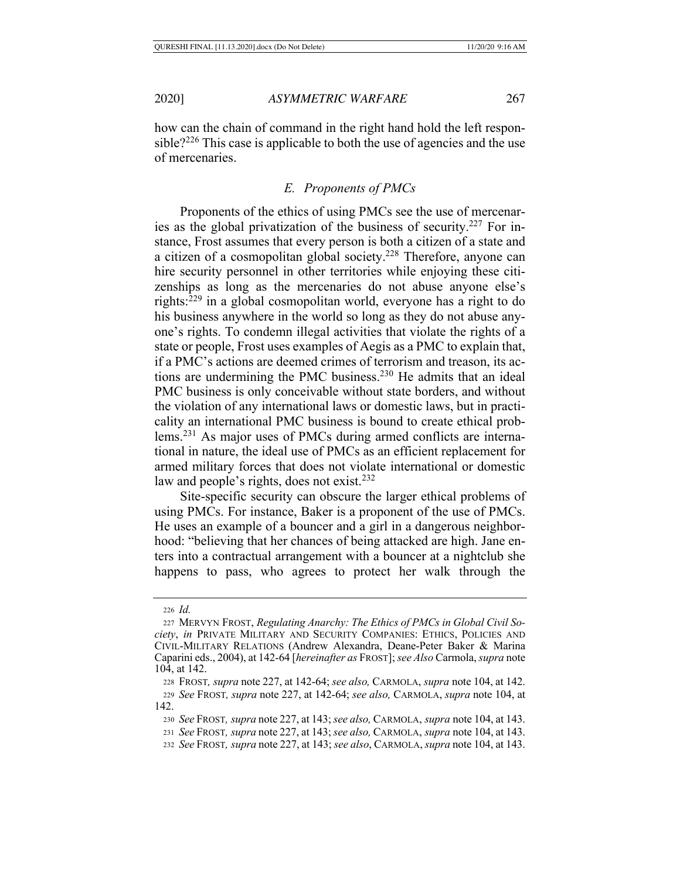how can the chain of command in the right hand hold the left responsible?[226] This case is applicable to both the use of agencies and the use of mercenaries.

### *E. Proponents of PMCs*

Proponents of the ethics of using PMCs see the use of mercenaries as the global privatization of the business of security.[227] For instance, Frost assumes that every person is both a citizen of a state and a citizen of a cosmopolitan global society.[228] Therefore, anyone can hire security personnel in other territories while enjoying these citizenships as long as the mercenaries do not abuse anyone else's rights:[229] in a global cosmopolitan world, everyone has a right to do his business anywhere in the world so long as they do not abuse anyone's rights. To condemn illegal activities that violate the rights of a state or people, Frost uses examples of Aegis as a PMC to explain that, if a PMC's actions are deemed crimes of terrorism and treason, its actions are undermining the PMC business.[230] He admits that an ideal PMC business is only conceivable without state borders, and without the violation of any international laws or domestic laws, but in practicality an international PMC business is bound to create ethical problems.[231] As major uses of PMCs during armed conflicts are international in nature, the ideal use of PMCs as an efficient replacement for armed military forces that does not violate international or domestic law and people's rights, does not exist.[232]

Site-specific security can obscure the larger ethical problems of using PMCs. For instance, Baker is a proponent of the use of PMCs. He uses an example of a bouncer and a girl in a dangerous neighborhood: "believing that her chances of being attacked are high. Jane enters into a contractual arrangement with a bouncer at a nightclub she happens to pass, who agrees to protect her walk through the

---

[226] *Id.*

[227] MERVYN FROST, *Regulating Anarchy: The Ethics of PMCs in Global Civil Society*, *in* PRIVATE MILITARY AND SECURITY COMPANIES: ETHICS, POLICIES AND CIVIL-MILITARY RELATIONS (Andrew Alexandra, Deane-Peter Baker & Marina Caparini eds., 2004), at 142-64 [*hereinafter as* FROST]; *see Also* Carmola, *supra* note 104, at 142.

[228] FROST, *supra* note 227, at 142-64; *see also,* CARMOLA, *supra* note 104, at 142.

[229] *See* FROST, *supra* note 227, at 142-64; *see also,* CARMOLA, *supra* note 104, at 142.

[230] *See* FROST, *supra* note 227, at 143; *see also,* CARMOLA, *supra* note 104, at 143.

[231] *See* FROST, *supra* note 227, at 143; *see also,* CARMOLA, *supra* note 104, at 143.

[232] *See* FROST, *supra* note 227, at 143; *see also*, CARMOLA, *supra* note 104, at 143.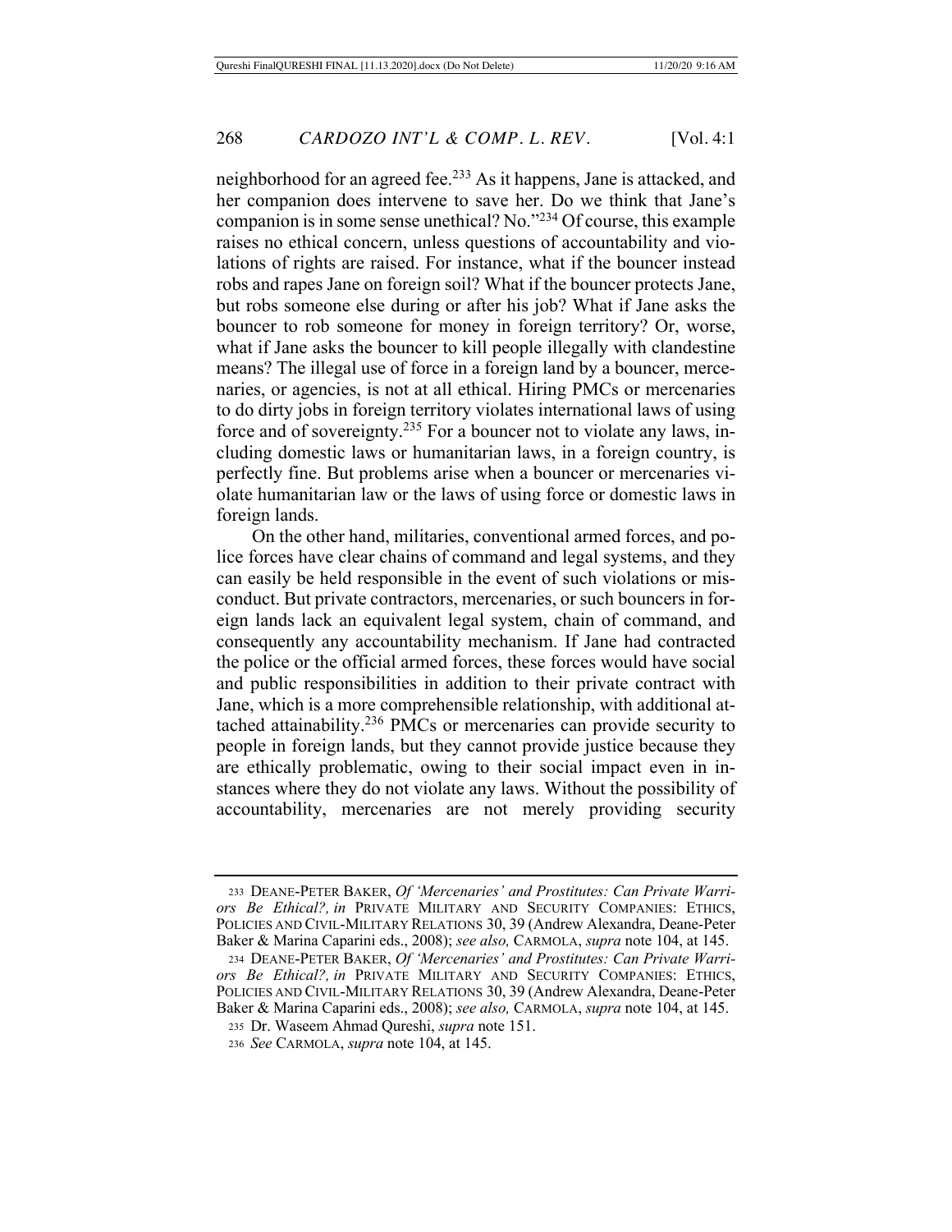neighborhood for an agreed fee.[233] As it happens, Jane is attacked, and her companion does intervene to save her. Do we think that Jane's companion is in some sense unethical? No."[234] Of course, this example raises no ethical concern, unless questions of accountability and violations of rights are raised. For instance, what if the bouncer instead robs and rapes Jane on foreign soil? What if the bouncer protects Jane, but robs someone else during or after his job? What if Jane asks the bouncer to rob someone for money in foreign territory? Or, worse, what if Jane asks the bouncer to kill people illegally with clandestine means? The illegal use of force in a foreign land by a bouncer, mercenaries, or agencies, is not at all ethical. Hiring PMCs or mercenaries to do dirty jobs in foreign territory violates international laws of using force and of sovereignty.[235] For a bouncer not to violate any laws, including domestic laws or humanitarian laws, in a foreign country, is perfectly fine. But problems arise when a bouncer or mercenaries violate humanitarian law or the laws of using force or domestic laws in foreign lands.

On the other hand, militaries, conventional armed forces, and police forces have clear chains of command and legal systems, and they can easily be held responsible in the event of such violations or misconduct. But private contractors, mercenaries, or such bouncers in foreign lands lack an equivalent legal system, chain of command, and consequently any accountability mechanism. If Jane had contracted the police or the official armed forces, these forces would have social and public responsibilities in addition to their private contract with Jane, which is a more comprehensible relationship, with additional attached attainability.[236] PMCs or mercenaries can provide security to people in foreign lands, but they cannot provide justice because they are ethically problematic, owing to their social impact even in instances where they do not violate any laws. Without the possibility of accountability, mercenaries are not merely providing security

---

233 DEANE-PETER BAKER, *Of 'Mercenaries' and Prostitutes: Can Private Warriors Be Ethical?, in* PRIVATE MILITARY AND SECURITY COMPANIES: ETHICS, POLICIES AND CIVIL-MILITARY RELATIONS 30, 39 (Andrew Alexandra, Deane-Peter Baker & Marina Caparini eds., 2008); *see also,* CARMOLA, *supra* note 104, at 145.

234 DEANE-PETER BAKER, *Of 'Mercenaries' and Prostitutes: Can Private Warriors Be Ethical?, in* PRIVATE MILITARY AND SECURITY COMPANIES: ETHICS, POLICIES AND CIVIL-MILITARY RELATIONS 30, 39 (Andrew Alexandra, Deane-Peter Baker & Marina Caparini eds., 2008); *see also,* CARMOLA, *supra* note 104, at 145.

235 Dr. Waseem Ahmad Qureshi, *supra* note 151.

236 *See* CARMOLA, *supra* note 104, at 145.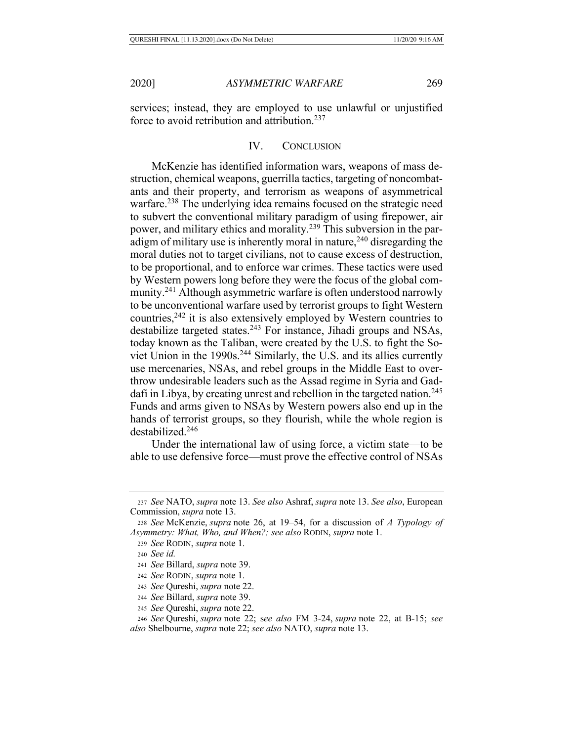services; instead, they are employed to use unlawful or unjustified force to avoid retribution and attribution.[237]

## IV. CONCLUSION

McKenzie has identified information wars, weapons of mass destruction, chemical weapons, guerrilla tactics, targeting of noncombatants and their property, and terrorism as weapons of asymmetrical warfare.[238] The underlying idea remains focused on the strategic need to subvert the conventional military paradigm of using firepower, air power, and military ethics and morality.[239] This subversion in the paradigm of military use is inherently moral in nature,[240] disregarding the moral duties not to target civilians, not to cause excess of destruction, to be proportional, and to enforce war crimes. These tactics were used by Western powers long before they were the focus of the global community.[241] Although asymmetric warfare is often understood narrowly to be unconventional warfare used by terrorist groups to fight Western countries,[242] it is also extensively employed by Western countries to destabilize targeted states.[243] For instance, Jihadi groups and NSAs, today known as the Taliban, were created by the U.S. to fight the Soviet Union in the 1990s.[244] Similarly, the U.S. and its allies currently use mercenaries, NSAs, and rebel groups in the Middle East to overthrow undesirable leaders such as the Assad regime in Syria and Gaddafi in Libya, by creating unrest and rebellion in the targeted nation.[245] Funds and arms given to NSAs by Western powers also end up in the hands of terrorist groups, so they flourish, while the whole region is destabilized.[246]

Under the international law of using force, a victim state—to be able to use defensive force—must prove the effective control of NSAs

---

[237] *See* NATO, *supra* note 13. *See also* Ashraf, *supra* note 13. *See also*, European Commission, *supra* note 13.

[238] *See* McKenzie, *supra* note 26, at 19–54, for a discussion of *A Typology of Asymmetry: What, Who, and When?; see also* RODIN, *supra* note 1.

[239] *See* RODIN, *supra* note 1.

[240] *See id.*

[241] *See* Billard, *supra* note 39.

[242] *See* RODIN, *supra* note 1.

[243] *See* Qureshi, *supra* note 22.

[244] *See* Billard, *supra* note 39.

[245] *See* Qureshi, *supra* note 22.

[246] *See* Qureshi, *supra* note 22; *see also* FM 3-24, *supra* note 22, at B-15; *see also* Shelbourne, *supra* note 22; *see also* NATO, *supra* note 13.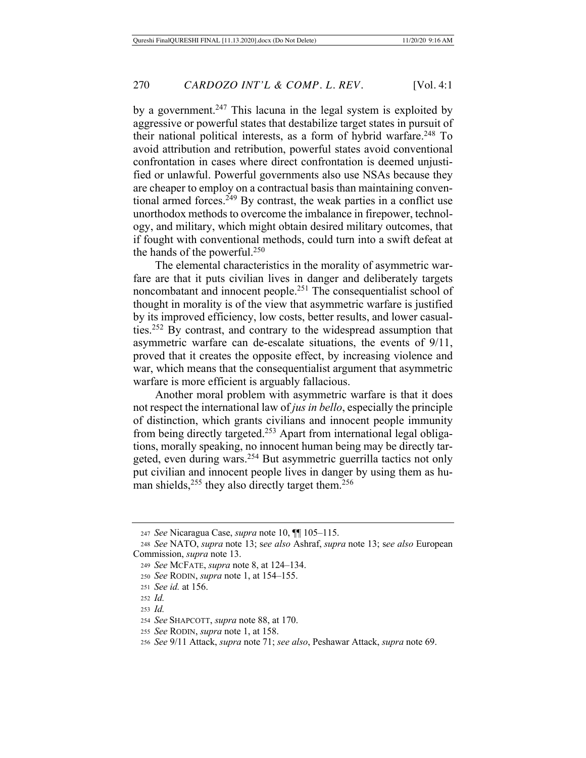by a government.[247] This lacuna in the legal system is exploited by aggressive or powerful states that destabilize target states in pursuit of their national political interests, as a form of hybrid warfare.[248] To avoid attribution and retribution, powerful states avoid conventional confrontation in cases where direct confrontation is deemed unjustified or unlawful. Powerful governments also use NSAs because they are cheaper to employ on a contractual basis than maintaining conventional armed forces.[249] By contrast, the weak parties in a conflict use unorthodox methods to overcome the imbalance in firepower, technology, and military, which might obtain desired military outcomes, that if fought with conventional methods, could turn into a swift defeat at the hands of the powerful.[250]

The elemental characteristics in the morality of asymmetric warfare are that it puts civilian lives in danger and deliberately targets noncombatant and innocent people.[251] The consequentialist school of thought in morality is of the view that asymmetric warfare is justified by its improved efficiency, low costs, better results, and lower casualties.[252] By contrast, and contrary to the widespread assumption that asymmetric warfare can de-escalate situations, the events of 9/11, proved that it creates the opposite effect, by increasing violence and war, which means that the consequentialist argument that asymmetric warfare is more efficient is arguably fallacious.

Another moral problem with asymmetric warfare is that it does not respect the international law of *jus in bello*, especially the principle of distinction, which grants civilians and innocent people immunity from being directly targeted.[253] Apart from international legal obligations, morally speaking, no innocent human being may be directly targeted, even during wars.[254] But asymmetric guerrilla tactics not only put civilian and innocent people lives in danger by using them as human shields,[255] they also directly target them.[256]

---

247 *See* Nicaragua Case, *supra* note 10, ¶¶ 105–115.

248 *See* NATO, *supra* note 13; s*ee also* Ashraf, *supra* note 13; s*ee also* European Commission, *supra* note 13.

249 *See* MCFATE, *supra* note 8, at 124–134.

250 *See* RODIN, *supra* note 1, at 154–155.

251 *See id.* at 156.

252 *Id.*

253 *Id.*

254 *See* SHAPCOTT, *supra* note 88, at 170.

255 *See* RODIN, *supra* note 1, at 158.

256 *See* 9/11 Attack, *supra* note 71; *see also*, Peshawar Attack, *supra* note 69.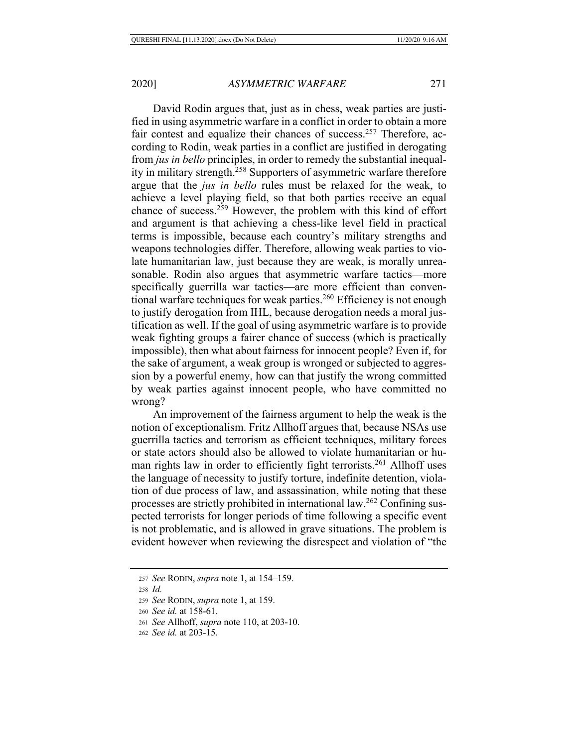David Rodin argues that, just as in chess, weak parties are justified in using asymmetric warfare in a conflict in order to obtain a more fair contest and equalize their chances of success.[257] Therefore, according to Rodin, weak parties in a conflict are justified in derogating from *jus in bello* principles, in order to remedy the substantial inequality in military strength.[258] Supporters of asymmetric warfare therefore argue that the *jus in bello* rules must be relaxed for the weak, to achieve a level playing field, so that both parties receive an equal chance of success.[259] However, the problem with this kind of effort and argument is that achieving a chess-like level field in practical terms is impossible, because each country's military strengths and weapons technologies differ. Therefore, allowing weak parties to violate humanitarian law, just because they are weak, is morally unreasonable. Rodin also argues that asymmetric warfare tactics—more specifically guerrilla war tactics—are more efficient than conventional warfare techniques for weak parties.[260] Efficiency is not enough to justify derogation from IHL, because derogation needs a moral justification as well. If the goal of using asymmetric warfare is to provide weak fighting groups a fairer chance of success (which is practically impossible), then what about fairness for innocent people? Even if, for the sake of argument, a weak group is wronged or subjected to aggression by a powerful enemy, how can that justify the wrong committed by weak parties against innocent people, who have committed no wrong?

An improvement of the fairness argument to help the weak is the notion of exceptionalism. Fritz Allhoff argues that, because NSAs use guerrilla tactics and terrorism as efficient techniques, military forces or state actors should also be allowed to violate humanitarian or human rights law in order to efficiently fight terrorists.[261] Allhoff uses the language of necessity to justify torture, indefinite detention, violation of due process of law, and assassination, while noting that these processes are strictly prohibited in international law.[262] Confining suspected terrorists for longer periods of time following a specific event is not problematic, and is allowed in grave situations. The problem is evident however when reviewing the disrespect and violation of "the

---

257 *See* RODIN, *supra* note 1, at 154–159.

258 *Id.*

259 *See* RODIN, *supra* note 1, at 159.

260 *See id.* at 158-61.

261 *See* Allhoff, *supra* note 110, at 203-10.

262 *See id.* at 203-15.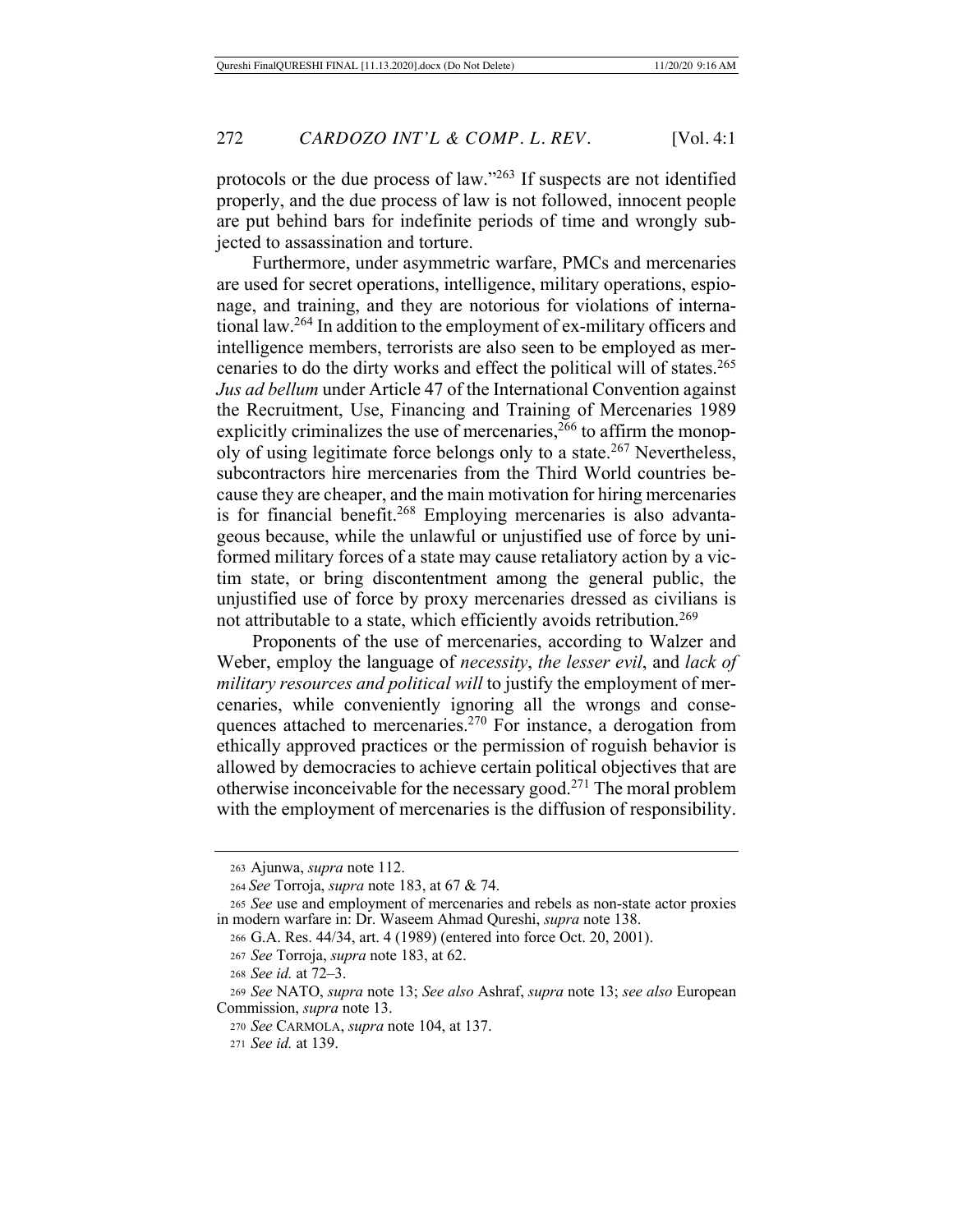protocols or the due process of law."[263] If suspects are not identified properly, and the due process of law is not followed, innocent people are put behind bars for indefinite periods of time and wrongly subjected to assassination and torture.

Furthermore, under asymmetric warfare, PMCs and mercenaries are used for secret operations, intelligence, military operations, espionage, and training, and they are notorious for violations of international law.[264] In addition to the employment of ex-military officers and intelligence members, terrorists are also seen to be employed as mercenaries to do the dirty works and effect the political will of states.[265] *Jus ad bellum* under Article 47 of the International Convention against the Recruitment, Use, Financing and Training of Mercenaries 1989 explicitly criminalizes the use of mercenaries,[266] to affirm the monopoly of using legitimate force belongs only to a state.[267] Nevertheless, subcontractors hire mercenaries from the Third World countries because they are cheaper, and the main motivation for hiring mercenaries is for financial benefit.[268] Employing mercenaries is also advantageous because, while the unlawful or unjustified use of force by uniformed military forces of a state may cause retaliatory action by a victim state, or bring discontentment among the general public, the unjustified use of force by proxy mercenaries dressed as civilians is not attributable to a state, which efficiently avoids retribution.[269]

Proponents of the use of mercenaries, according to Walzer and Weber, employ the language of *necessity*, *the lesser evil*, and *lack of military resources and political will* to justify the employment of mercenaries, while conveniently ignoring all the wrongs and consequences attached to mercenaries.[270] For instance, a derogation from ethically approved practices or the permission of roguish behavior is allowed by democracies to achieve certain political objectives that are otherwise inconceivable for the necessary good.[271] The moral problem with the employment of mercenaries is the diffusion of responsibility.

---

263 Ajunwa, *supra* note 112.

264 *See* Torroja, *supra* note 183, at 67 & 74.

265 *See* use and employment of mercenaries and rebels as non-state actor proxies in modern warfare in: Dr. Waseem Ahmad Qureshi, *supra* note 138.

266 G.A. Res. 44/34, art. 4 (1989) (entered into force Oct. 20, 2001).

267 *See* Torroja, *supra* note 183, at 62.

268 *See id.* at 72–3.

269 *See* NATO, *supra* note 13; *See also* Ashraf, *supra* note 13; *see also* European Commission, *supra* note 13.

270 *See* CARMOLA, *supra* note 104, at 137.

271 *See id.* at 139.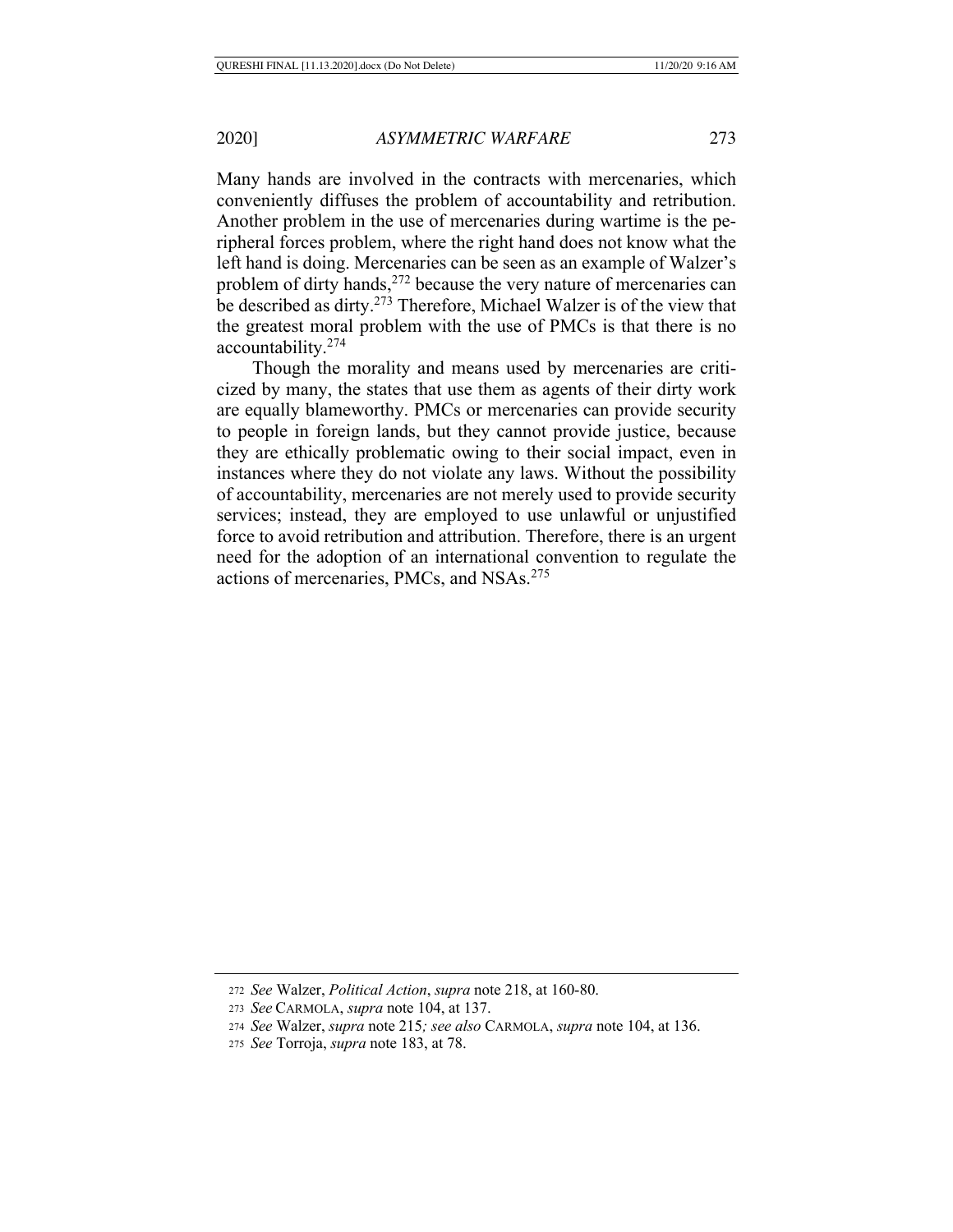Many hands are involved in the contracts with mercenaries, which conveniently diffuses the problem of accountability and retribution. Another problem in the use of mercenaries during wartime is the peripheral forces problem, where the right hand does not know what the left hand is doing. Mercenaries can be seen as an example of Walzer's problem of dirty hands,[272] because the very nature of mercenaries can be described as dirty.[273] Therefore, Michael Walzer is of the view that the greatest moral problem with the use of PMCs is that there is no accountability.[274]

Though the morality and means used by mercenaries are criticized by many, the states that use them as agents of their dirty work are equally blameworthy. PMCs or mercenaries can provide security to people in foreign lands, but they cannot provide justice, because they are ethically problematic owing to their social impact, even in instances where they do not violate any laws. Without the possibility of accountability, mercenaries are not merely used to provide security services; instead, they are employed to use unlawful or unjustified force to avoid retribution and attribution. Therefore, there is an urgent need for the adoption of an international convention to regulate the actions of mercenaries, PMCs, and NSAs.[275]

---

[272] *See* Walzer, *Political Action*, *supra* note 218, at 160-80.

[273] *See* CARMOLA, *supra* note 104, at 137.

[274] *See* Walzer, *supra* note 215*; see also* CARMOLA, *supra* note 104, at 136.

[275] *See* Torroja, *supra* note 183, at 78.